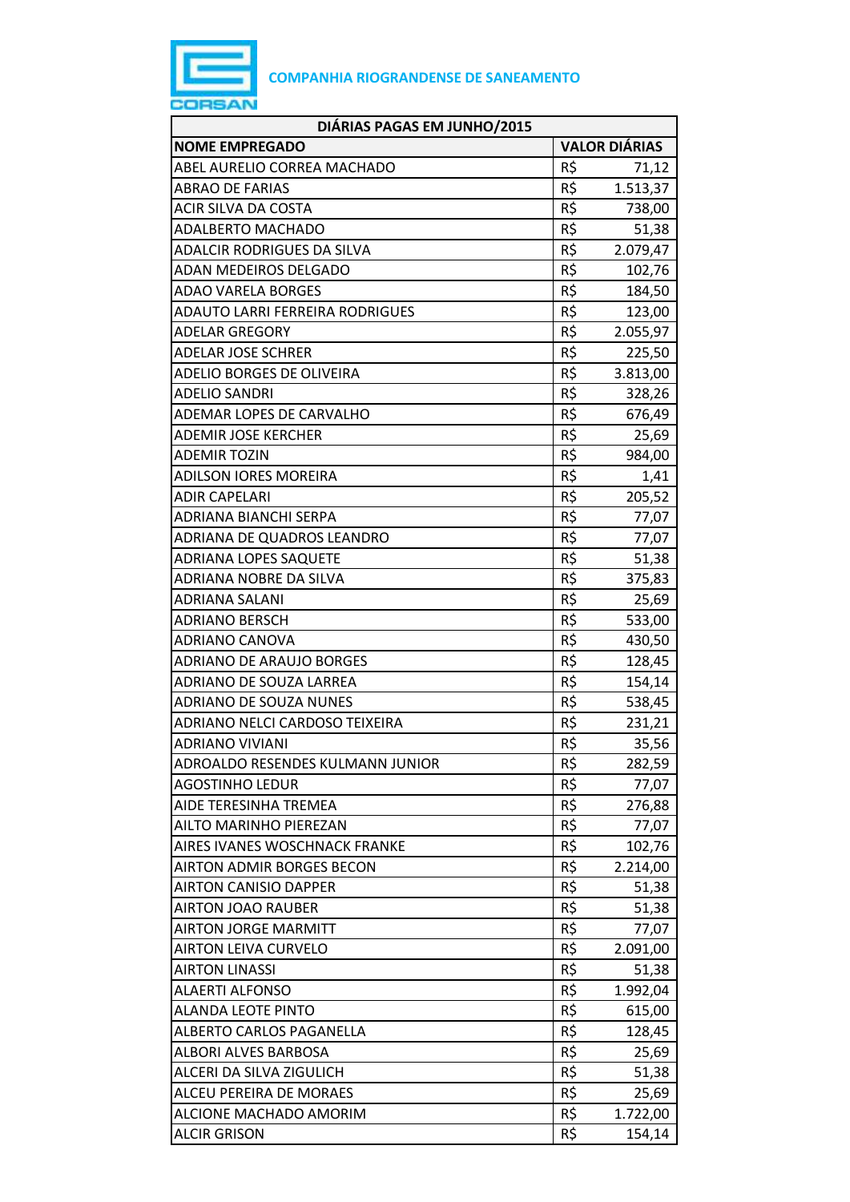**COMPANHIA RIOGRANDENSE DE SANEAMENTO**

| DIÁRIAS PAGAS EM JUNHO/2015 | | |
|---|---|---|
| **NOME EMPREGADO** | **VALOR DIÁRIAS** | |
| ABEL AURELIO CORREA MACHADO | R$ | 71,12 |
| ABRAO DE FARIAS | R$ | 1.513,37 |
| ACIR SILVA DA COSTA | R$ | 738,00 |
| ADALBERTO MACHADO | R$ | 51,38 |
| ADALCIR RODRIGUES DA SILVA | R$ | 2.079,47 |
| ADAN MEDEIROS DELGADO | R$ | 102,76 |
| ADAO VARELA BORGES | R$ | 184,50 |
| ADAUTO LARRI FERREIRA RODRIGUES | R$ | 123,00 |
| ADELAR GREGORY | R$ | 2.055,97 |
| ADELAR JOSE SCHRER | R$ | 225,50 |
| ADELIO BORGES DE OLIVEIRA | R$ | 3.813,00 |
| ADELIO SANDRI | R$ | 328,26 |
| ADEMAR LOPES DE CARVALHO | R$ | 676,49 |
| ADEMIR JOSE KERCHER | R$ | 25,69 |
| ADEMIR TOZIN | R$ | 984,00 |
| ADILSON IORES MOREIRA | R$ | 1,41 |
| ADIR CAPELARI | R$ | 205,52 |
| ADRIANA BIANCHI SERPA | R$ | 77,07 |
| ADRIANA DE QUADROS LEANDRO | R$ | 77,07 |
| ADRIANA LOPES SAQUETE | R$ | 51,38 |
| ADRIANA NOBRE DA SILVA | R$ | 375,83 |
| ADRIANA SALANI | R$ | 25,69 |
| ADRIANO BERSCH | R$ | 533,00 |
| ADRIANO CANOVA | R$ | 430,50 |
| ADRIANO DE ARAUJO BORGES | R$ | 128,45 |
| ADRIANO DE SOUZA LARREA | R$ | 154,14 |
| ADRIANO DE SOUZA NUNES | R$ | 538,45 |
| ADRIANO NELCI CARDOSO TEIXEIRA | R$ | 231,21 |
| ADRIANO VIVIANI | R$ | 35,56 |
| ADROALDO RESENDES KULMANN JUNIOR | R$ | 282,59 |
| AGOSTINHO LEDUR | R$ | 77,07 |
| AIDE TERESINHA TREMEA | R$ | 276,88 |
| AILTO MARINHO PIEREZAN | R$ | 77,07 |
| AIRES IVANES WOSCHNACK FRANKE | R$ | 102,76 |
| AIRTON ADMIR BORGES BECON | R$ | 2.214,00 |
| AIRTON CANISIO DAPPER | R$ | 51,38 |
| AIRTON JOAO RAUBER | R$ | 51,38 |
| AIRTON JORGE MARMITT | R$ | 77,07 |
| AIRTON LEIVA CURVELO | R$ | 2.091,00 |
| AIRTON LINASSI | R$ | 51,38 |
| ALAERTI ALFONSO | R$ | 1.992,04 |
| ALANDA LEOTE PINTO | R$ | 615,00 |
| ALBERTO CARLOS PAGANELLA | R$ | 128,45 |
| ALBORI ALVES BARBOSA | R$ | 25,69 |
| ALCERI DA SILVA ZIGULICH | R$ | 51,38 |
| ALCEU PEREIRA DE MORAES | R$ | 25,69 |
| ALCIONE MACHADO AMORIM | R$ | 1.722,00 |
| ALCIR GRISON | R$ | 154,14 |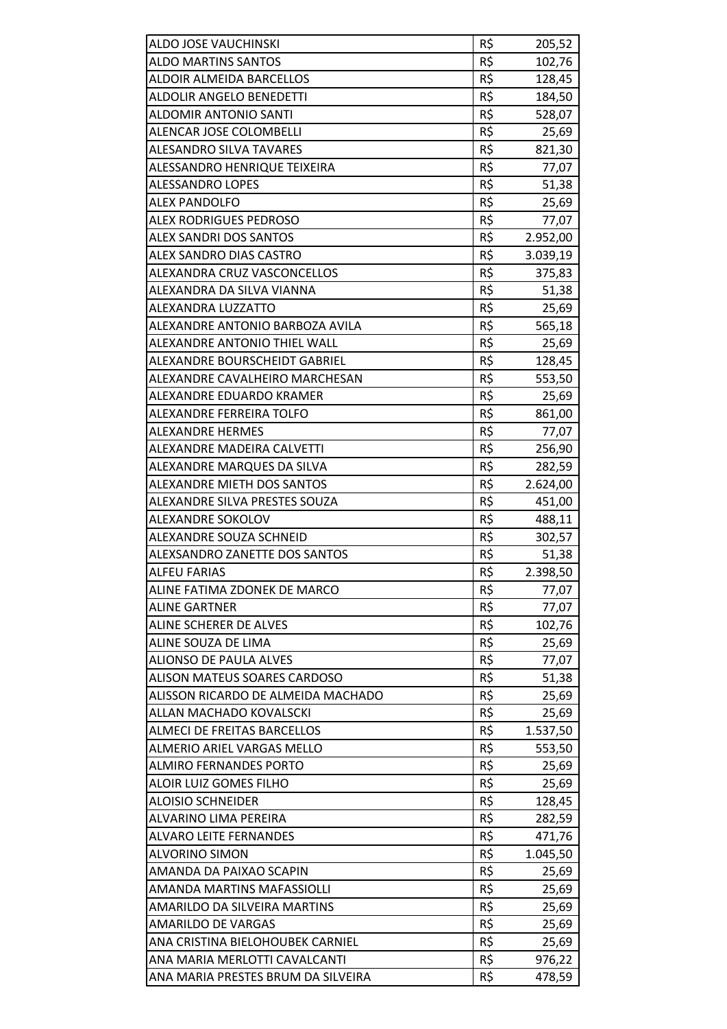| ALDO JOSE VAUCHINSKI | R$ | 205,52 |
|---|---|---|
| ALDO MARTINS SANTOS | R$ | 102,76 |
| ALDOIR ALMEIDA BARCELLOS | R$ | 128,45 |
| ALDOLIR ANGELO BENEDETTI | R$ | 184,50 |
| ALDOMIR ANTONIO SANTI | R$ | 528,07 |
| ALENCAR JOSE COLOMBELLI | R$ | 25,69 |
| ALESANDRO SILVA TAVARES | R$ | 821,30 |
| ALESSANDRO HENRIQUE TEIXEIRA | R$ | 77,07 |
| ALESSANDRO LOPES | R$ | 51,38 |
| ALEX PANDOLFO | R$ | 25,69 |
| ALEX RODRIGUES PEDROSO | R$ | 77,07 |
| ALEX SANDRI DOS SANTOS | R$ | 2.952,00 |
| ALEX SANDRO DIAS CASTRO | R$ | 3.039,19 |
| ALEXANDRA CRUZ VASCONCELLOS | R$ | 375,83 |
| ALEXANDRA DA SILVA VIANNA | R$ | 51,38 |
| ALEXANDRA LUZZATTO | R$ | 25,69 |
| ALEXANDRE ANTONIO BARBOZA AVILA | R$ | 565,18 |
| ALEXANDRE ANTONIO THIEL WALL | R$ | 25,69 |
| ALEXANDRE BOURSCHEIDT GABRIEL | R$ | 128,45 |
| ALEXANDRE CAVALHEIRO MARCHESAN | R$ | 553,50 |
| ALEXANDRE EDUARDO KRAMER | R$ | 25,69 |
| ALEXANDRE FERREIRA TOLFO | R$ | 861,00 |
| ALEXANDRE HERMES | R$ | 77,07 |
| ALEXANDRE MADEIRA CALVETTI | R$ | 256,90 |
| ALEXANDRE MARQUES DA SILVA | R$ | 282,59 |
| ALEXANDRE MIETH DOS SANTOS | R$ | 2.624,00 |
| ALEXANDRE SILVA PRESTES SOUZA | R$ | 451,00 |
| ALEXANDRE SOKOLOV | R$ | 488,11 |
| ALEXANDRE SOUZA SCHNEID | R$ | 302,57 |
| ALEXSANDRO ZANETTE DOS SANTOS | R$ | 51,38 |
| ALFEU FARIAS | R$ | 2.398,50 |
| ALINE FATIMA ZDONEK DE MARCO | R$ | 77,07 |
| ALINE GARTNER | R$ | 77,07 |
| ALINE SCHERER DE ALVES | R$ | 102,76 |
| ALINE SOUZA DE LIMA | R$ | 25,69 |
| ALIONSO DE PAULA ALVES | R$ | 77,07 |
| ALISON MATEUS SOARES CARDOSO | R$ | 51,38 |
| ALISSON RICARDO DE ALMEIDA MACHADO | R$ | 25,69 |
| ALLAN MACHADO KOVALSCKI | R$ | 25,69 |
| ALMECI DE FREITAS BARCELLOS | R$ | 1.537,50 |
| ALMERIO ARIEL VARGAS MELLO | R$ | 553,50 |
| ALMIRO FERNANDES PORTO | R$ | 25,69 |
| ALOIR LUIZ GOMES FILHO | R$ | 25,69 |
| ALOISIO SCHNEIDER | R$ | 128,45 |
| ALVARINO LIMA PEREIRA | R$ | 282,59 |
| ALVARO LEITE FERNANDES | R$ | 471,76 |
| ALVORINO SIMON | R$ | 1.045,50 |
| AMANDA DA PAIXAO SCAPIN | R$ | 25,69 |
| AMANDA MARTINS MAFASSIOLLI | R$ | 25,69 |
| AMARILDO DA SILVEIRA MARTINS | R$ | 25,69 |
| AMARILDO DE VARGAS | R$ | 25,69 |
| ANA CRISTINA BIELOHOUBEK CARNIEL | R$ | 25,69 |
| ANA MARIA MERLOTTI CAVALCANTI | R$ | 976,22 |
| ANA MARIA PRESTES BRUM DA SILVEIRA | R$ | 478,59 |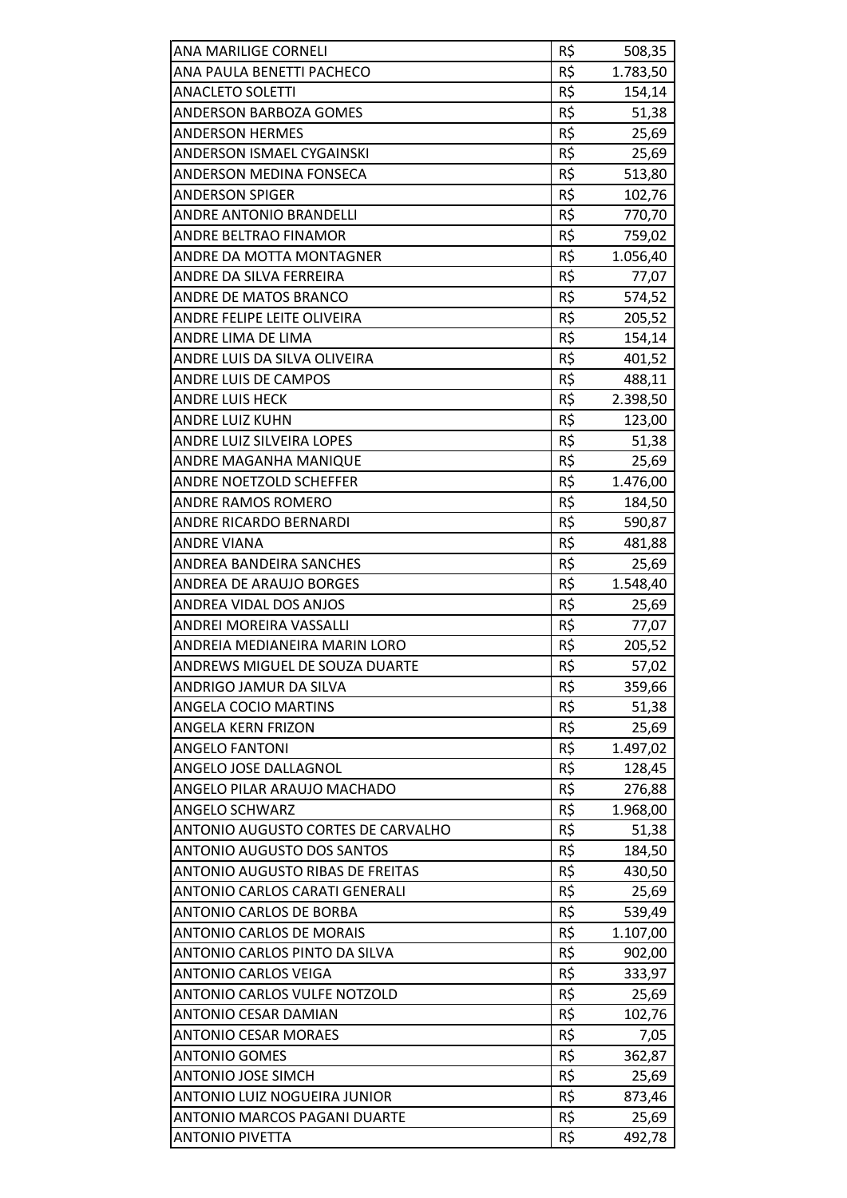| ANA MARILIGE CORNELI | R$ | 508,35 |
|---|---|---|
| ANA PAULA BENETTI PACHECO | R$ | 1.783,50 |
| ANACLETO SOLETTI | R$ | 154,14 |
| ANDERSON BARBOZA GOMES | R$ | 51,38 |
| ANDERSON HERMES | R$ | 25,69 |
| ANDERSON ISMAEL CYGAINSKI | R$ | 25,69 |
| ANDERSON MEDINA FONSECA | R$ | 513,80 |
| ANDERSON SPIGER | R$ | 102,76 |
| ANDRE ANTONIO BRANDELLI | R$ | 770,70 |
| ANDRE BELTRAO FINAMOR | R$ | 759,02 |
| ANDRE DA MOTTA MONTAGNER | R$ | 1.056,40 |
| ANDRE DA SILVA FERREIRA | R$ | 77,07 |
| ANDRE DE MATOS BRANCO | R$ | 574,52 |
| ANDRE FELIPE LEITE OLIVEIRA | R$ | 205,52 |
| ANDRE LIMA DE LIMA | R$ | 154,14 |
| ANDRE LUIS DA SILVA OLIVEIRA | R$ | 401,52 |
| ANDRE LUIS DE CAMPOS | R$ | 488,11 |
| ANDRE LUIS HECK | R$ | 2.398,50 |
| ANDRE LUIZ KUHN | R$ | 123,00 |
| ANDRE LUIZ SILVEIRA LOPES | R$ | 51,38 |
| ANDRE MAGANHA MANIQUE | R$ | 25,69 |
| ANDRE NOETZOLD SCHEFFER | R$ | 1.476,00 |
| ANDRE RAMOS ROMERO | R$ | 184,50 |
| ANDRE RICARDO BERNARDI | R$ | 590,87 |
| ANDRE VIANA | R$ | 481,88 |
| ANDREA BANDEIRA SANCHES | R$ | 25,69 |
| ANDREA DE ARAUJO BORGES | R$ | 1.548,40 |
| ANDREA VIDAL DOS ANJOS | R$ | 25,69 |
| ANDREI MOREIRA VASSALLI | R$ | 77,07 |
| ANDREIA MEDIANEIRA MARIN LORO | R$ | 205,52 |
| ANDREWS MIGUEL DE SOUZA DUARTE | R$ | 57,02 |
| ANDRIGO JAMUR DA SILVA | R$ | 359,66 |
| ANGELA COCIO MARTINS | R$ | 51,38 |
| ANGELA KERN FRIZON | R$ | 25,69 |
| ANGELO FANTONI | R$ | 1.497,02 |
| ANGELO JOSE DALLAGNOL | R$ | 128,45 |
| ANGELO PILAR ARAUJO MACHADO | R$ | 276,88 |
| ANGELO SCHWARZ | R$ | 1.968,00 |
| ANTONIO AUGUSTO CORTES DE CARVALHO | R$ | 51,38 |
| ANTONIO AUGUSTO DOS SANTOS | R$ | 184,50 |
| ANTONIO AUGUSTO RIBAS DE FREITAS | R$ | 430,50 |
| ANTONIO CARLOS CARATI GENERALI | R$ | 25,69 |
| ANTONIO CARLOS DE BORBA | R$ | 539,49 |
| ANTONIO CARLOS DE MORAIS | R$ | 1.107,00 |
| ANTONIO CARLOS PINTO DA SILVA | R$ | 902,00 |
| ANTONIO CARLOS VEIGA | R$ | 333,97 |
| ANTONIO CARLOS VULFE NOTZOLD | R$ | 25,69 |
| ANTONIO CESAR DAMIAN | R$ | 102,76 |
| ANTONIO CESAR MORAES | R$ | 7,05 |
| ANTONIO GOMES | R$ | 362,87 |
| ANTONIO JOSE SIMCH | R$ | 25,69 |
| ANTONIO LUIZ NOGUEIRA JUNIOR | R$ | 873,46 |
| ANTONIO MARCOS PAGANI DUARTE | R$ | 25,69 |
| ANTONIO PIVETTA | R$ | 492,78 |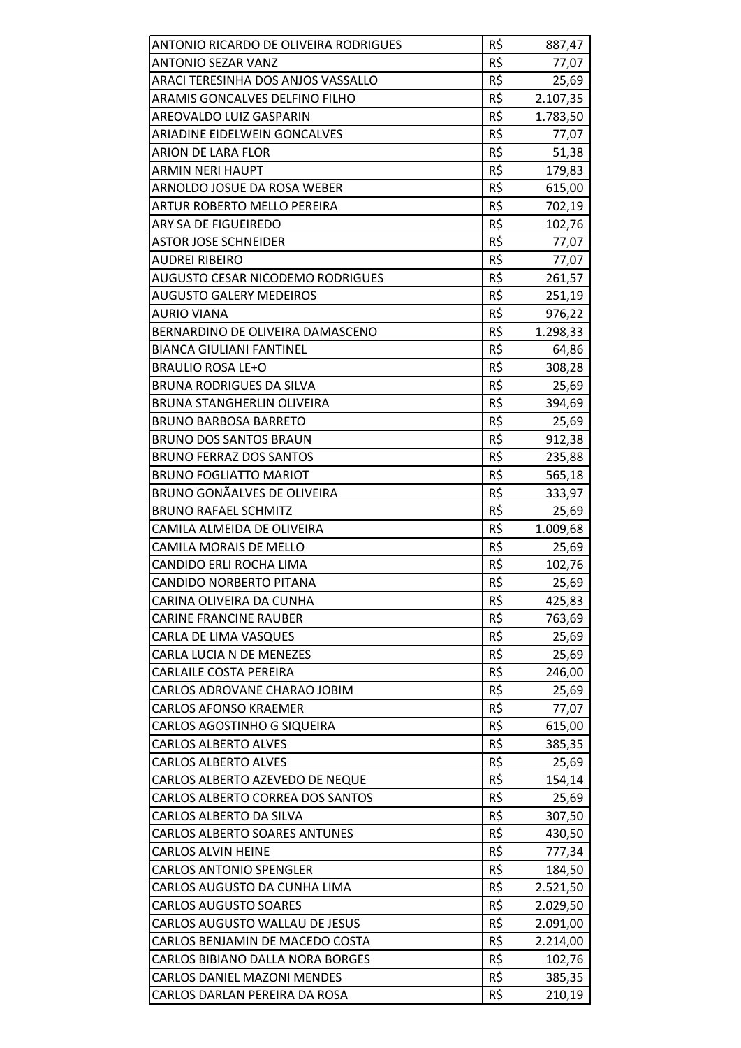| | | |
|---|---|---|
| ANTONIO RICARDO DE OLIVEIRA RODRIGUES | R$ | 887,47 |
| ANTONIO SEZAR VANZ | R$ | 77,07 |
| ARACI TERESINHA DOS ANJOS VASSALLO | R$ | 25,69 |
| ARAMIS GONCALVES DELFINO FILHO | R$ | 2.107,35 |
| AREOVALDO LUIZ GASPARIN | R$ | 1.783,50 |
| ARIADINE EIDELWEIN GONCALVES | R$ | 77,07 |
| ARION DE LARA FLOR | R$ | 51,38 |
| ARMIN NERI HAUPT | R$ | 179,83 |
| ARNOLDO JOSUE DA ROSA WEBER | R$ | 615,00 |
| ARTUR ROBERTO MELLO PEREIRA | R$ | 702,19 |
| ARY SA DE FIGUEIREDO | R$ | 102,76 |
| ASTOR JOSE SCHNEIDER | R$ | 77,07 |
| AUDREI RIBEIRO | R$ | 77,07 |
| AUGUSTO CESAR NICODEMO RODRIGUES | R$ | 261,57 |
| AUGUSTO GALERY MEDEIROS | R$ | 251,19 |
| AURIO VIANA | R$ | 976,22 |
| BERNARDINO DE OLIVEIRA DAMASCENO | R$ | 1.298,33 |
| BIANCA GIULIANI FANTINEL | R$ | 64,86 |
| BRAULIO ROSA LE+O | R$ | 308,28 |
| BRUNA RODRIGUES DA SILVA | R$ | 25,69 |
| BRUNA STANGHERLIN OLIVEIRA | R$ | 394,69 |
| BRUNO BARBOSA BARRETO | R$ | 25,69 |
| BRUNO DOS SANTOS BRAUN | R$ | 912,38 |
| BRUNO FERRAZ DOS SANTOS | R$ | 235,88 |
| BRUNO FOGLIATTO MARIOT | R$ | 565,18 |
| BRUNO GONÃALVES DE OLIVEIRA | R$ | 333,97 |
| BRUNO RAFAEL SCHMITZ | R$ | 25,69 |
| CAMILA ALMEIDA DE OLIVEIRA | R$ | 1.009,68 |
| CAMILA MORAIS DE MELLO | R$ | 25,69 |
| CANDIDO ERLI ROCHA LIMA | R$ | 102,76 |
| CANDIDO NORBERTO PITANA | R$ | 25,69 |
| CARINA OLIVEIRA DA CUNHA | R$ | 425,83 |
| CARINE FRANCINE RAUBER | R$ | 763,69 |
| CARLA DE LIMA VASQUES | R$ | 25,69 |
| CARLA LUCIA N DE MENEZES | R$ | 25,69 |
| CARLAILE COSTA PEREIRA | R$ | 246,00 |
| CARLOS ADROVANE CHARAO JOBIM | R$ | 25,69 |
| CARLOS AFONSO KRAEMER | R$ | 77,07 |
| CARLOS AGOSTINHO G SIQUEIRA | R$ | 615,00 |
| CARLOS ALBERTO ALVES | R$ | 385,35 |
| CARLOS ALBERTO ALVES | R$ | 25,69 |
| CARLOS ALBERTO AZEVEDO DE NEQUE | R$ | 154,14 |
| CARLOS ALBERTO CORREA DOS SANTOS | R$ | 25,69 |
| CARLOS ALBERTO DA SILVA | R$ | 307,50 |
| CARLOS ALBERTO SOARES ANTUNES | R$ | 430,50 |
| CARLOS ALVIN HEINE | R$ | 777,34 |
| CARLOS ANTONIO SPENGLER | R$ | 184,50 |
| CARLOS AUGUSTO DA CUNHA LIMA | R$ | 2.521,50 |
| CARLOS AUGUSTO SOARES | R$ | 2.029,50 |
| CARLOS AUGUSTO WALLAU DE JESUS | R$ | 2.091,00 |
| CARLOS BENJAMIN DE MACEDO COSTA | R$ | 2.214,00 |
| CARLOS BIBIANO DALLA NORA BORGES | R$ | 102,76 |
| CARLOS DANIEL MAZONI MENDES | R$ | 385,35 |
| CARLOS DARLAN PEREIRA DA ROSA | R$ | 210,19 |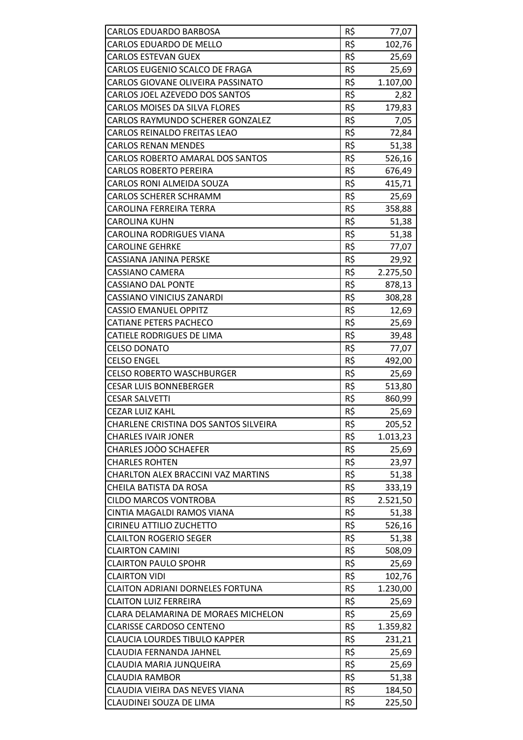| | | |
|---|---|---|
| CARLOS EDUARDO BARBOSA | R$ | 77,07 |
| CARLOS EDUARDO DE MELLO | R$ | 102,76 |
| CARLOS ESTEVAN GUEX | R$ | 25,69 |
| CARLOS EUGENIO SCALCO DE FRAGA | R$ | 25,69 |
| CARLOS GIOVANE OLIVEIRA PASSINATO | R$ | 1.107,00 |
| CARLOS JOEL AZEVEDO DOS SANTOS | R$ | 2,82 |
| CARLOS MOISES DA SILVA FLORES | R$ | 179,83 |
| CARLOS RAYMUNDO SCHERER GONZALEZ | R$ | 7,05 |
| CARLOS REINALDO FREITAS LEAO | R$ | 72,84 |
| CARLOS RENAN MENDES | R$ | 51,38 |
| CARLOS ROBERTO AMARAL DOS SANTOS | R$ | 526,16 |
| CARLOS ROBERTO PEREIRA | R$ | 676,49 |
| CARLOS RONI ALMEIDA SOUZA | R$ | 415,71 |
| CARLOS SCHERER SCHRAMM | R$ | 25,69 |
| CAROLINA FERREIRA TERRA | R$ | 358,88 |
| CAROLINA KUHN | R$ | 51,38 |
| CAROLINA RODRIGUES VIANA | R$ | 51,38 |
| CAROLINE GEHRKE | R$ | 77,07 |
| CASSIANA JANINA PERSKE | R$ | 29,92 |
| CASSIANO CAMERA | R$ | 2.275,50 |
| CASSIANO DAL PONTE | R$ | 878,13 |
| CASSIANO VINICIUS ZANARDI | R$ | 308,28 |
| CASSIO EMANUEL OPPITZ | R$ | 12,69 |
| CATIANE PETERS PACHECO | R$ | 25,69 |
| CATIELE RODRIGUES DE LIMA | R$ | 39,48 |
| CELSO DONATO | R$ | 77,07 |
| CELSO ENGEL | R$ | 492,00 |
| CELSO ROBERTO WASCHBURGER | R$ | 25,69 |
| CESAR LUIS BONNEBERGER | R$ | 513,80 |
| CESAR SALVETTI | R$ | 860,99 |
| CEZAR LUIZ KAHL | R$ | 25,69 |
| CHARLENE CRISTINA DOS SANTOS SILVEIRA | R$ | 205,52 |
| CHARLES IVAIR JONER | R$ | 1.013,23 |
| CHARLES JOÒO SCHAEFER | R$ | 25,69 |
| CHARLES ROHTEN | R$ | 23,97 |
| CHARLTON ALEX BRACCINI VAZ MARTINS | R$ | 51,38 |
| CHEILA BATISTA DA ROSA | R$ | 333,19 |
| CILDO MARCOS VONTROBA | R$ | 2.521,50 |
| CINTIA MAGALDI RAMOS VIANA | R$ | 51,38 |
| CIRINEU ATTILIO ZUCHETTO | R$ | 526,16 |
| CLAILTON ROGERIO SEGER | R$ | 51,38 |
| CLAIRTON CAMINI | R$ | 508,09 |
| CLAIRTON PAULO SPOHR | R$ | 25,69 |
| CLAIRTON VIDI | R$ | 102,76 |
| CLAITON ADRIANI DORNELES FORTUNA | R$ | 1.230,00 |
| CLAITON LUIZ FERREIRA | R$ | 25,69 |
| CLARA DELAMARINA DE MORAES MICHELON | R$ | 25,69 |
| CLARISSE CARDOSO CENTENO | R$ | 1.359,82 |
| CLAUCIA LOURDES TIBULO KAPPER | R$ | 231,21 |
| CLAUDIA FERNANDA JAHNEL | R$ | 25,69 |
| CLAUDIA MARIA JUNQUEIRA | R$ | 25,69 |
| CLAUDIA RAMBOR | R$ | 51,38 |
| CLAUDIA VIEIRA DAS NEVES VIANA | R$ | 184,50 |
| CLAUDINEI SOUZA DE LIMA | R$ | 225,50 |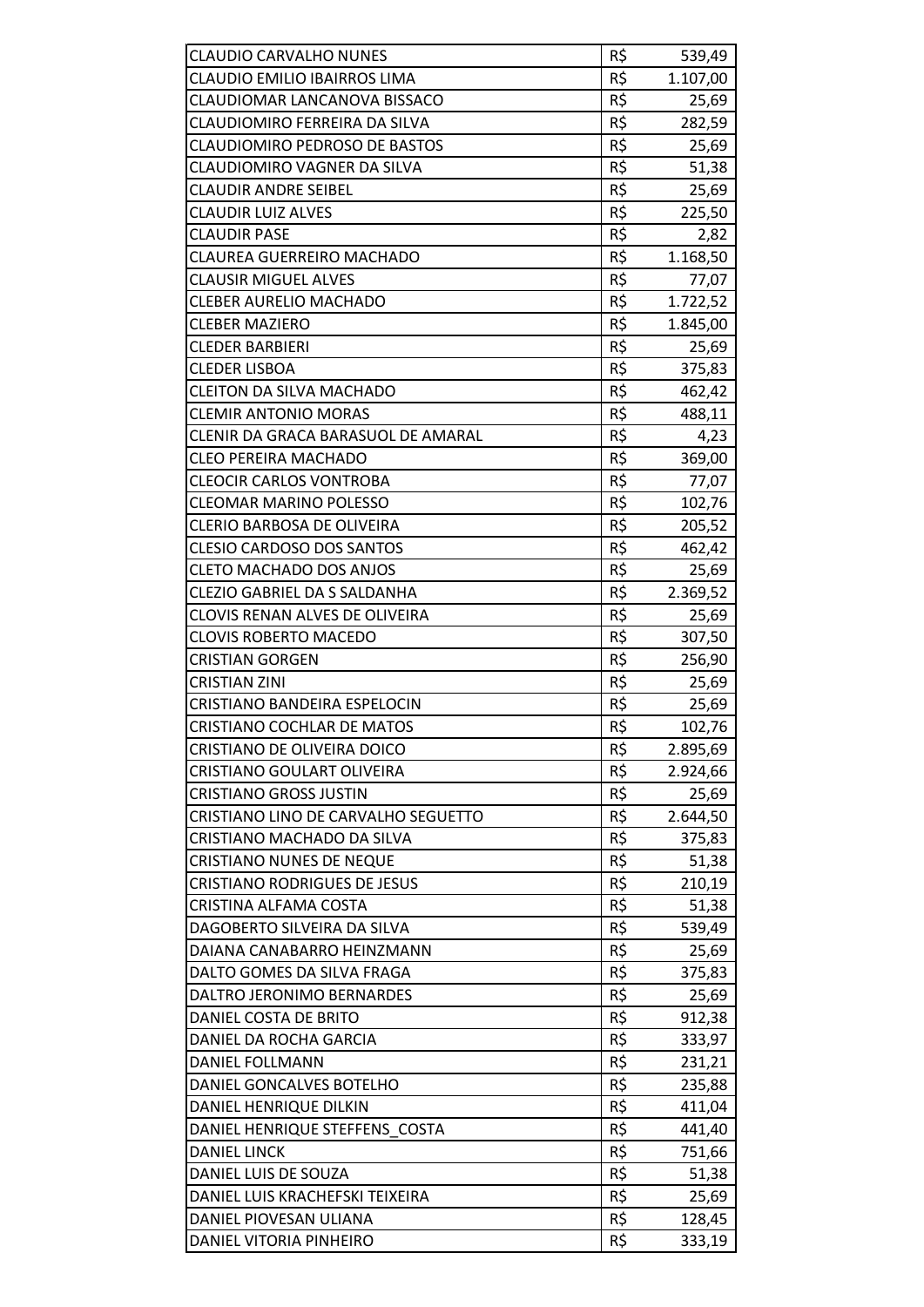| | | |
|---|---|---|
| CLAUDIO CARVALHO NUNES | R$ | 539,49 |
| CLAUDIO EMILIO IBAIRROS LIMA | R$ | 1.107,00 |
| CLAUDIOMAR LANCANOVA BISSACO | R$ | 25,69 |
| CLAUDIOMIRO FERREIRA DA SILVA | R$ | 282,59 |
| CLAUDIOMIRO PEDROSO DE BASTOS | R$ | 25,69 |
| CLAUDIOMIRO VAGNER DA SILVA | R$ | 51,38 |
| CLAUDIR ANDRE SEIBEL | R$ | 25,69 |
| CLAUDIR LUIZ ALVES | R$ | 225,50 |
| CLAUDIR PASE | R$ | 2,82 |
| CLAUREA GUERREIRO MACHADO | R$ | 1.168,50 |
| CLAUSIR MIGUEL ALVES | R$ | 77,07 |
| CLEBER AURELIO MACHADO | R$ | 1.722,52 |
| CLEBER MAZIERO | R$ | 1.845,00 |
| CLEDER BARBIERI | R$ | 25,69 |
| CLEDER LISBOA | R$ | 375,83 |
| CLEITON DA SILVA MACHADO | R$ | 462,42 |
| CLEMIR ANTONIO MORAS | R$ | 488,11 |
| CLENIR DA GRACA BARASUOL DE AMARAL | R$ | 4,23 |
| CLEO PEREIRA MACHADO | R$ | 369,00 |
| CLEOCIR CARLOS VONTROBA | R$ | 77,07 |
| CLEOMAR MARINO POLESSO | R$ | 102,76 |
| CLERIO BARBOSA DE OLIVEIRA | R$ | 205,52 |
| CLESIO CARDOSO DOS SANTOS | R$ | 462,42 |
| CLETO MACHADO DOS ANJOS | R$ | 25,69 |
| CLEZIO GABRIEL DA S SALDANHA | R$ | 2.369,52 |
| CLOVIS RENAN ALVES DE OLIVEIRA | R$ | 25,69 |
| CLOVIS ROBERTO MACEDO | R$ | 307,50 |
| CRISTIAN GORGEN | R$ | 256,90 |
| CRISTIAN ZINI | R$ | 25,69 |
| CRISTIANO BANDEIRA ESPELOCIN | R$ | 25,69 |
| CRISTIANO COCHLAR DE MATOS | R$ | 102,76 |
| CRISTIANO DE OLIVEIRA DOICO | R$ | 2.895,69 |
| CRISTIANO GOULART OLIVEIRA | R$ | 2.924,66 |
| CRISTIANO GROSS JUSTIN | R$ | 25,69 |
| CRISTIANO LINO DE CARVALHO SEGUETTO | R$ | 2.644,50 |
| CRISTIANO MACHADO DA SILVA | R$ | 375,83 |
| CRISTIANO NUNES DE NEQUE | R$ | 51,38 |
| CRISTIANO RODRIGUES DE JESUS | R$ | 210,19 |
| CRISTINA ALFAMA COSTA | R$ | 51,38 |
| DAGOBERTO SILVEIRA DA SILVA | R$ | 539,49 |
| DAIANA CANABARRO HEINZMANN | R$ | 25,69 |
| DALTO GOMES DA SILVA FRAGA | R$ | 375,83 |
| DALTRO JERONIMO BERNARDES | R$ | 25,69 |
| DANIEL COSTA DE BRITO | R$ | 912,38 |
| DANIEL DA ROCHA GARCIA | R$ | 333,97 |
| DANIEL FOLLMANN | R$ | 231,21 |
| DANIEL GONCALVES BOTELHO | R$ | 235,88 |
| DANIEL HENRIQUE DILKIN | R$ | 411,04 |
| DANIEL HENRIQUE STEFFENS_COSTA | R$ | 441,40 |
| DANIEL LINCK | R$ | 751,66 |
| DANIEL LUIS DE SOUZA | R$ | 51,38 |
| DANIEL LUIS KRACHEFSKI TEIXEIRA | R$ | 25,69 |
| DANIEL PIOVESAN ULIANA | R$ | 128,45 |
| DANIEL VITORIA PINHEIRO | R$ | 333,19 |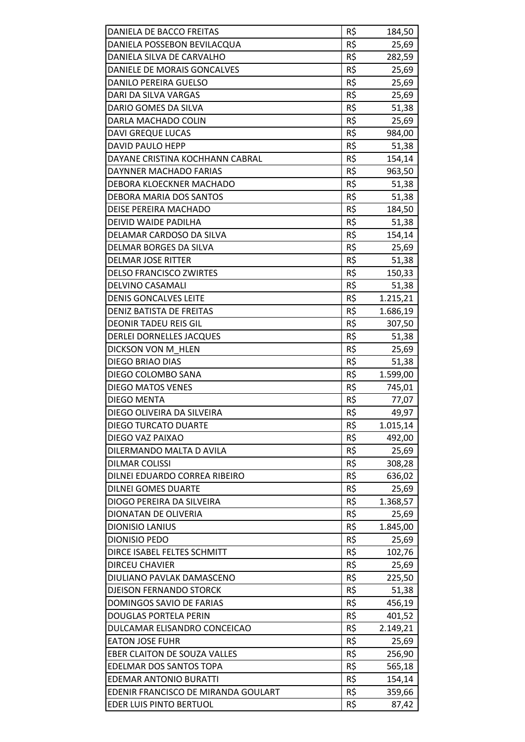| | | |
|---|---|---|
| DANIELA DE BACCO FREITAS | R$ | 184,50 |
| DANIELA POSSEBON BEVILACQUA | R$ | 25,69 |
| DANIELA SILVA DE CARVALHO | R$ | 282,59 |
| DANIELE DE MORAIS GONCALVES | R$ | 25,69 |
| DANILO PEREIRA GUELSO | R$ | 25,69 |
| DARI DA SILVA VARGAS | R$ | 25,69 |
| DARIO GOMES DA SILVA | R$ | 51,38 |
| DARLA MACHADO COLIN | R$ | 25,69 |
| DAVI GREQUE LUCAS | R$ | 984,00 |
| DAVID PAULO HEPP | R$ | 51,38 |
| DAYANE CRISTINA KOCHHANN CABRAL | R$ | 154,14 |
| DAYNNER MACHADO FARIAS | R$ | 963,50 |
| DEBORA KLOECKNER MACHADO | R$ | 51,38 |
| DEBORA MARIA DOS SANTOS | R$ | 51,38 |
| DEISE PEREIRA MACHADO | R$ | 184,50 |
| DEIVID WAIDE PADILHA | R$ | 51,38 |
| DELAMAR CARDOSO DA SILVA | R$ | 154,14 |
| DELMAR BORGES DA SILVA | R$ | 25,69 |
| DELMAR JOSE RITTER | R$ | 51,38 |
| DELSO FRANCISCO ZWIRTES | R$ | 150,33 |
| DELVINO CASAMALI | R$ | 51,38 |
| DENIS GONCALVES LEITE | R$ | 1.215,21 |
| DENIZ BATISTA DE FREITAS | R$ | 1.686,19 |
| DEONIR TADEU REIS GIL | R$ | 307,50 |
| DERLEI DORNELLES JACQUES | R$ | 51,38 |
| DICKSON VON M_HLEN | R$ | 25,69 |
| DIEGO BRIAO DIAS | R$ | 51,38 |
| DIEGO COLOMBO SANA | R$ | 1.599,00 |
| DIEGO MATOS VENES | R$ | 745,01 |
| DIEGO MENTA | R$ | 77,07 |
| DIEGO OLIVEIRA DA SILVEIRA | R$ | 49,97 |
| DIEGO TURCATO DUARTE | R$ | 1.015,14 |
| DIEGO VAZ PAIXAO | R$ | 492,00 |
| DILERMANDO MALTA D AVILA | R$ | 25,69 |
| DILMAR COLISSI | R$ | 308,28 |
| DILNEI EDUARDO CORREA RIBEIRO | R$ | 636,02 |
| DILNEI GOMES DUARTE | R$ | 25,69 |
| DIOGO PEREIRA DA SILVEIRA | R$ | 1.368,57 |
| DIONATAN DE OLIVERIA | R$ | 25,69 |
| DIONISIO LANIUS | R$ | 1.845,00 |
| DIONISIO PEDO | R$ | 25,69 |
| DIRCE ISABEL FELTES SCHMITT | R$ | 102,76 |
| DIRCEU CHAVIER | R$ | 25,69 |
| DIULIANO PAVLAK DAMASCENO | R$ | 225,50 |
| DJEISON FERNANDO STORCK | R$ | 51,38 |
| DOMINGOS SAVIO DE FARIAS | R$ | 456,19 |
| DOUGLAS PORTELA PERIN | R$ | 401,52 |
| DULCAMAR ELISANDRO CONCEICAO | R$ | 2.149,21 |
| EATON JOSE FUHR | R$ | 25,69 |
| EBER CLAITON DE SOUZA VALLES | R$ | 256,90 |
| EDELMAR DOS SANTOS TOPA | R$ | 565,18 |
| EDEMAR ANTONIO BURATTI | R$ | 154,14 |
| EDENIR FRANCISCO DE MIRANDA GOULART | R$ | 359,66 |
| EDER LUIS PINTO BERTUOL | R$ | 87,42 |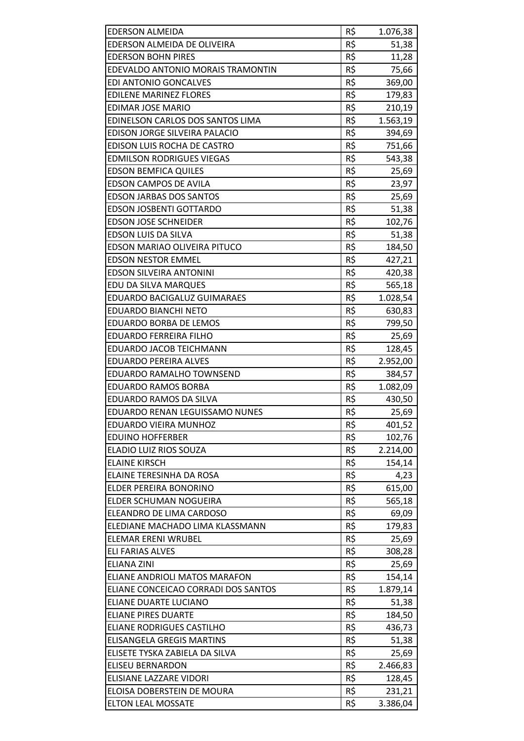| | | |
|---|---|---|
| EDERSON ALMEIDA | R$ | 1.076,38 |
| EDERSON ALMEIDA DE OLIVEIRA | R$ | 51,38 |
| EDERSON BOHN PIRES | R$ | 11,28 |
| EDEVALDO ANTONIO MORAIS TRAMONTIN | R$ | 75,66 |
| EDI ANTONIO GONCALVES | R$ | 369,00 |
| EDILENE MARINEZ FLORES | R$ | 179,83 |
| EDIMAR JOSE MARIO | R$ | 210,19 |
| EDINELSON CARLOS DOS SANTOS LIMA | R$ | 1.563,19 |
| EDISON JORGE SILVEIRA PALACIO | R$ | 394,69 |
| EDISON LUIS ROCHA DE CASTRO | R$ | 751,66 |
| EDMILSON RODRIGUES VIEGAS | R$ | 543,38 |
| EDSON BEMFICA QUILES | R$ | 25,69 |
| EDSON CAMPOS DE AVILA | R$ | 23,97 |
| EDSON JARBAS DOS SANTOS | R$ | 25,69 |
| EDSON JOSBENTI GOTTARDO | R$ | 51,38 |
| EDSON JOSE SCHNEIDER | R$ | 102,76 |
| EDSON LUIS DA SILVA | R$ | 51,38 |
| EDSON MARIAO OLIVEIRA PITUCO | R$ | 184,50 |
| EDSON NESTOR EMMEL | R$ | 427,21 |
| EDSON SILVEIRA ANTONINI | R$ | 420,38 |
| EDU DA SILVA MARQUES | R$ | 565,18 |
| EDUARDO BACIGALUZ GUIMARAES | R$ | 1.028,54 |
| EDUARDO BIANCHI NETO | R$ | 630,83 |
| EDUARDO BORBA DE LEMOS | R$ | 799,50 |
| EDUARDO FERREIRA FILHO | R$ | 25,69 |
| EDUARDO JACOB TEICHMANN | R$ | 128,45 |
| EDUARDO PEREIRA ALVES | R$ | 2.952,00 |
| EDUARDO RAMALHO TOWNSEND | R$ | 384,57 |
| EDUARDO RAMOS BORBA | R$ | 1.082,09 |
| EDUARDO RAMOS DA SILVA | R$ | 430,50 |
| EDUARDO RENAN LEGUISSAMO NUNES | R$ | 25,69 |
| EDUARDO VIEIRA MUNHOZ | R$ | 401,52 |
| EDUINO HOFFERBER | R$ | 102,76 |
| ELADIO LUIZ RIOS SOUZA | R$ | 2.214,00 |
| ELAINE KIRSCH | R$ | 154,14 |
| ELAINE TERESINHA DA ROSA | R$ | 4,23 |
| ELDER PEREIRA BONORINO | R$ | 615,00 |
| ELDER SCHUMAN NOGUEIRA | R$ | 565,18 |
| ELEANDRO DE LIMA CARDOSO | R$ | 69,09 |
| ELEDIANE MACHADO LIMA KLASSMANN | R$ | 179,83 |
| ELEMAR ERENI WRUBEL | R$ | 25,69 |
| ELI FARIAS ALVES | R$ | 308,28 |
| ELIANA ZINI | R$ | 25,69 |
| ELIANE ANDRIOLI MATOS MARAFON | R$ | 154,14 |
| ELIANE CONCEICAO CORRADI DOS SANTOS | R$ | 1.879,14 |
| ELIANE DUARTE LUCIANO | R$ | 51,38 |
| ELIANE PIRES DUARTE | R$ | 184,50 |
| ELIANE RODRIGUES CASTILHO | R$ | 436,73 |
| ELISANGELA GREGIS MARTINS | R$ | 51,38 |
| ELISETE TYSKA ZABIELA DA SILVA | R$ | 25,69 |
| ELISEU BERNARDON | R$ | 2.466,83 |
| ELISIANE LAZZARE VIDORI | R$ | 128,45 |
| ELOISA DOBERSTEIN DE MOURA | R$ | 231,21 |
| ELTON LEAL MOSSATE | R$ | 3.386,04 |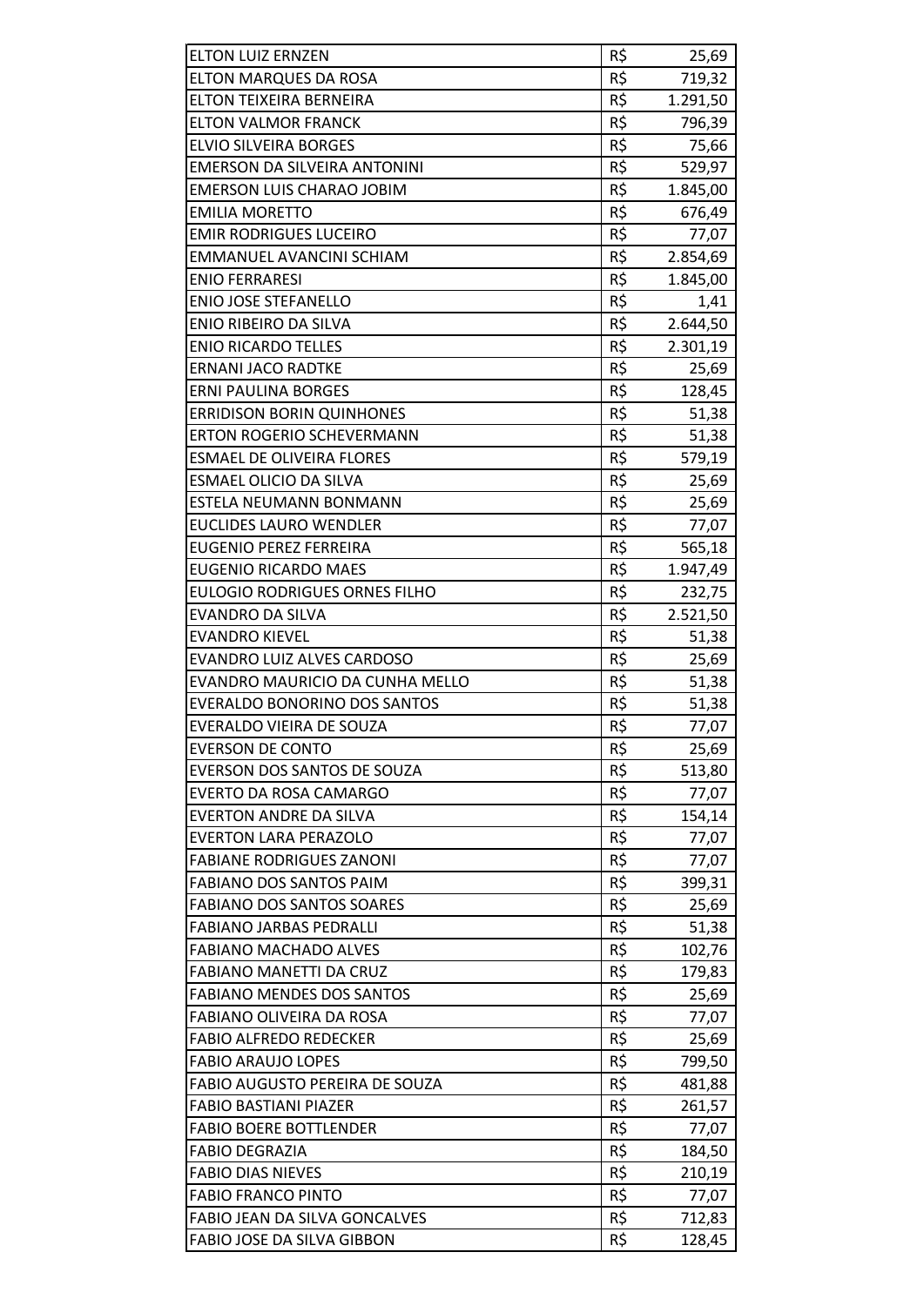| | | |
|---|---|---|
| ELTON LUIZ ERNZEN | R$ | 25,69 |
| ELTON MARQUES DA ROSA | R$ | 719,32 |
| ELTON TEIXEIRA BERNEIRA | R$ | 1.291,50 |
| ELTON VALMOR FRANCK | R$ | 796,39 |
| ELVIO SILVEIRA BORGES | R$ | 75,66 |
| EMERSON DA SILVEIRA ANTONINI | R$ | 529,97 |
| EMERSON LUIS CHARAO JOBIM | R$ | 1.845,00 |
| EMILIA MORETTO | R$ | 676,49 |
| EMIR RODRIGUES LUCEIRO | R$ | 77,07 |
| EMMANUEL AVANCINI SCHIAM | R$ | 2.854,69 |
| ENIO FERRARESI | R$ | 1.845,00 |
| ENIO JOSE STEFANELLO | R$ | 1,41 |
| ENIO RIBEIRO DA SILVA | R$ | 2.644,50 |
| ENIO RICARDO TELLES | R$ | 2.301,19 |
| ERNANI JACO RADTKE | R$ | 25,69 |
| ERNI PAULINA BORGES | R$ | 128,45 |
| ERRIDISON BORIN QUINHONES | R$ | 51,38 |
| ERTON ROGERIO SCHEVERMANN | R$ | 51,38 |
| ESMAEL DE OLIVEIRA FLORES | R$ | 579,19 |
| ESMAEL OLICIO DA SILVA | R$ | 25,69 |
| ESTELA NEUMANN BONMANN | R$ | 25,69 |
| EUCLIDES LAURO WENDLER | R$ | 77,07 |
| EUGENIO PEREZ FERREIRA | R$ | 565,18 |
| EUGENIO RICARDO MAES | R$ | 1.947,49 |
| EULOGIO RODRIGUES ORNES FILHO | R$ | 232,75 |
| EVANDRO DA SILVA | R$ | 2.521,50 |
| EVANDRO KIEVEL | R$ | 51,38 |
| EVANDRO LUIZ ALVES CARDOSO | R$ | 25,69 |
| EVANDRO MAURICIO DA CUNHA MELLO | R$ | 51,38 |
| EVERALDO BONORINO DOS SANTOS | R$ | 51,38 |
| EVERALDO VIEIRA DE SOUZA | R$ | 77,07 |
| EVERSON DE CONTO | R$ | 25,69 |
| EVERSON DOS SANTOS DE SOUZA | R$ | 513,80 |
| EVERTO DA ROSA CAMARGO | R$ | 77,07 |
| EVERTON ANDRE DA SILVA | R$ | 154,14 |
| EVERTON LARA PERAZOLO | R$ | 77,07 |
| FABIANE RODRIGUES ZANONI | R$ | 77,07 |
| FABIANO DOS SANTOS PAIM | R$ | 399,31 |
| FABIANO DOS SANTOS SOARES | R$ | 25,69 |
| FABIANO JARBAS PEDRALLI | R$ | 51,38 |
| FABIANO MACHADO ALVES | R$ | 102,76 |
| FABIANO MANETTI DA CRUZ | R$ | 179,83 |
| FABIANO MENDES DOS SANTOS | R$ | 25,69 |
| FABIANO OLIVEIRA DA ROSA | R$ | 77,07 |
| FABIO ALFREDO REDECKER | R$ | 25,69 |
| FABIO ARAUJO LOPES | R$ | 799,50 |
| FABIO AUGUSTO PEREIRA DE SOUZA | R$ | 481,88 |
| FABIO BASTIANI PIAZER | R$ | 261,57 |
| FABIO BOERE BOTTLENDER | R$ | 77,07 |
| FABIO DEGRAZIA | R$ | 184,50 |
| FABIO DIAS NIEVES | R$ | 210,19 |
| FABIO FRANCO PINTO | R$ | 77,07 |
| FABIO JEAN DA SILVA GONCALVES | R$ | 712,83 |
| FABIO JOSE DA SILVA GIBBON | R$ | 128,45 |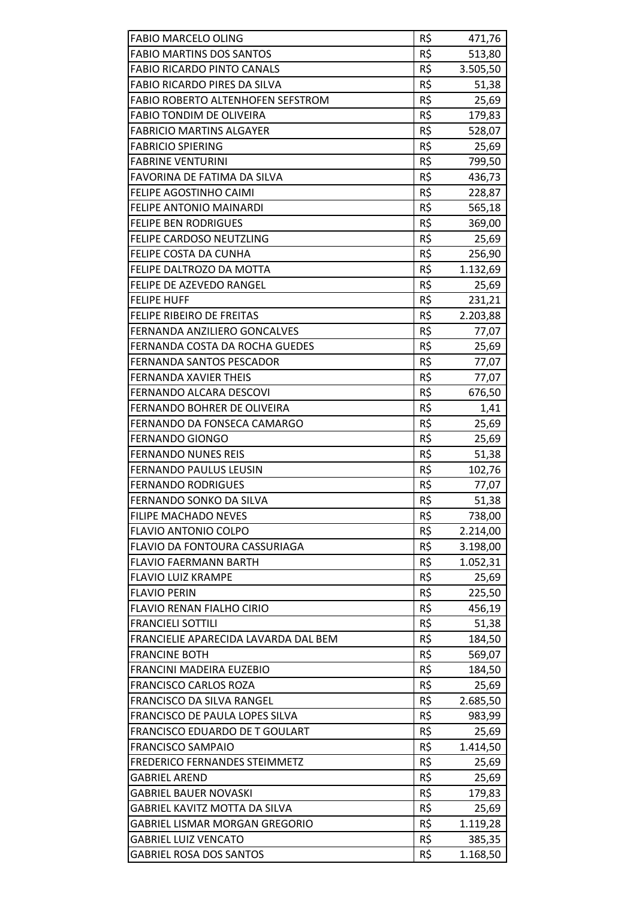| | | |
|---|---|---|
| FABIO MARCELO OLING | R$ | 471,76 |
| FABIO MARTINS DOS SANTOS | R$ | 513,80 |
| FABIO RICARDO PINTO CANALS | R$ | 3.505,50 |
| FABIO RICARDO PIRES DA SILVA | R$ | 51,38 |
| FABIO ROBERTO ALTENHOFEN SEFSTROM | R$ | 25,69 |
| FABIO TONDIM DE OLIVEIRA | R$ | 179,83 |
| FABRICIO MARTINS ALGAYER | R$ | 528,07 |
| FABRICIO SPIERING | R$ | 25,69 |
| FABRINE VENTURINI | R$ | 799,50 |
| FAVORINA DE FATIMA DA SILVA | R$ | 436,73 |
| FELIPE AGOSTINHO CAIMI | R$ | 228,87 |
| FELIPE ANTONIO MAINARDI | R$ | 565,18 |
| FELIPE BEN RODRIGUES | R$ | 369,00 |
| FELIPE CARDOSO NEUTZLING | R$ | 25,69 |
| FELIPE COSTA DA CUNHA | R$ | 256,90 |
| FELIPE DALTROZO DA MOTTA | R$ | 1.132,69 |
| FELIPE DE AZEVEDO RANGEL | R$ | 25,69 |
| FELIPE HUFF | R$ | 231,21 |
| FELIPE RIBEIRO DE FREITAS | R$ | 2.203,88 |
| FERNANDA ANZILIERO GONCALVES | R$ | 77,07 |
| FERNANDA COSTA DA ROCHA GUEDES | R$ | 25,69 |
| FERNANDA SANTOS PESCADOR | R$ | 77,07 |
| FERNANDA XAVIER THEIS | R$ | 77,07 |
| FERNANDO ALCARA DESCOVI | R$ | 676,50 |
| FERNANDO BOHRER DE OLIVEIRA | R$ | 1,41 |
| FERNANDO DA FONSECA CAMARGO | R$ | 25,69 |
| FERNANDO GIONGO | R$ | 25,69 |
| FERNANDO NUNES REIS | R$ | 51,38 |
| FERNANDO PAULUS LEUSIN | R$ | 102,76 |
| FERNANDO RODRIGUES | R$ | 77,07 |
| FERNANDO SONKO DA SILVA | R$ | 51,38 |
| FILIPE MACHADO NEVES | R$ | 738,00 |
| FLAVIO ANTONIO COLPO | R$ | 2.214,00 |
| FLAVIO DA FONTOURA CASSURIAGA | R$ | 3.198,00 |
| FLAVIO FAERMANN BARTH | R$ | 1.052,31 |
| FLAVIO LUIZ KRAMPE | R$ | 25,69 |
| FLAVIO PERIN | R$ | 225,50 |
| FLAVIO RENAN FIALHO CIRIO | R$ | 456,19 |
| FRANCIELI SOTTILI | R$ | 51,38 |
| FRANCIELIE APARECIDA LAVARDA DAL BEM | R$ | 184,50 |
| FRANCINE BOTH | R$ | 569,07 |
| FRANCINI MADEIRA EUZEBIO | R$ | 184,50 |
| FRANCISCO CARLOS ROZA | R$ | 25,69 |
| FRANCISCO DA SILVA RANGEL | R$ | 2.685,50 |
| FRANCISCO DE PAULA LOPES SILVA | R$ | 983,99 |
| FRANCISCO EDUARDO DE T GOULART | R$ | 25,69 |
| FRANCISCO SAMPAIO | R$ | 1.414,50 |
| FREDERICO FERNANDES STEIMMETZ | R$ | 25,69 |
| GABRIEL AREND | R$ | 25,69 |
| GABRIEL BAUER NOVASKI | R$ | 179,83 |
| GABRIEL KAVITZ MOTTA DA SILVA | R$ | 25,69 |
| GABRIEL LISMAR MORGAN GREGORIO | R$ | 1.119,28 |
| GABRIEL LUIZ VENCATO | R$ | 385,35 |
| GABRIEL ROSA DOS SANTOS | R$ | 1.168,50 |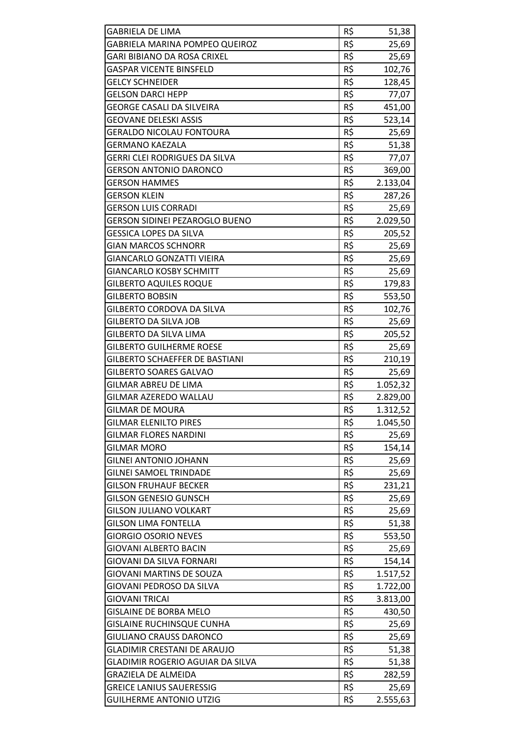| | | |
|---|---|---|
| GABRIELA DE LIMA | R$ | 51,38 |
| GABRIELA MARINA POMPEO QUEIROZ | R$ | 25,69 |
| GARI BIBIANO DA ROSA CRIXEL | R$ | 25,69 |
| GASPAR VICENTE BINSFELD | R$ | 102,76 |
| GELCY SCHNEIDER | R$ | 128,45 |
| GELSON DARCI HEPP | R$ | 77,07 |
| GEORGE CASALI DA SILVEIRA | R$ | 451,00 |
| GEOVANE DELESKI ASSIS | R$ | 523,14 |
| GERALDO NICOLAU FONTOURA | R$ | 25,69 |
| GERMANO KAEZALA | R$ | 51,38 |
| GERRI CLEI RODRIGUES DA SILVA | R$ | 77,07 |
| GERSON ANTONIO DARONCO | R$ | 369,00 |
| GERSON HAMMES | R$ | 2.133,04 |
| GERSON KLEIN | R$ | 287,26 |
| GERSON LUIS CORRADI | R$ | 25,69 |
| GERSON SIDINEI PEZAROGLO BUENO | R$ | 2.029,50 |
| GESSICA LOPES DA SILVA | R$ | 205,52 |
| GIAN MARCOS SCHNORR | R$ | 25,69 |
| GIANCARLO GONZATTI VIEIRA | R$ | 25,69 |
| GIANCARLO KOSBY SCHMITT | R$ | 25,69 |
| GILBERTO AQUILES ROQUE | R$ | 179,83 |
| GILBERTO BOBSIN | R$ | 553,50 |
| GILBERTO CORDOVA DA SILVA | R$ | 102,76 |
| GILBERTO DA SILVA JOB | R$ | 25,69 |
| GILBERTO DA SILVA LIMA | R$ | 205,52 |
| GILBERTO GUILHERME ROESE | R$ | 25,69 |
| GILBERTO SCHAEFFER DE BASTIANI | R$ | 210,19 |
| GILBERTO SOARES GALVAO | R$ | 25,69 |
| GILMAR ABREU DE LIMA | R$ | 1.052,32 |
| GILMAR AZEREDO WALLAU | R$ | 2.829,00 |
| GILMAR DE MOURA | R$ | 1.312,52 |
| GILMAR ELENILTO PIRES | R$ | 1.045,50 |
| GILMAR FLORES NARDINI | R$ | 25,69 |
| GILMAR MORO | R$ | 154,14 |
| GILNEI ANTONIO JOHANN | R$ | 25,69 |
| GILNEI SAMOEL TRINDADE | R$ | 25,69 |
| GILSON FRUHAUF BECKER | R$ | 231,21 |
| GILSON GENESIO GUNSCH | R$ | 25,69 |
| GILSON JULIANO VOLKART | R$ | 25,69 |
| GILSON LIMA FONTELLA | R$ | 51,38 |
| GIORGIO OSORIO NEVES | R$ | 553,50 |
| GIOVANI ALBERTO BACIN | R$ | 25,69 |
| GIOVANI DA SILVA FORNARI | R$ | 154,14 |
| GIOVANI MARTINS DE SOUZA | R$ | 1.517,52 |
| GIOVANI PEDROSO DA SILVA | R$ | 1.722,00 |
| GIOVANI TRICAI | R$ | 3.813,00 |
| GISLAINE DE BORBA MELO | R$ | 430,50 |
| GISLAINE RUCHINSQUE CUNHA | R$ | 25,69 |
| GIULIANO CRAUSS DARONCO | R$ | 25,69 |
| GLADIMIR CRESTANI DE ARAUJO | R$ | 51,38 |
| GLADIMIR ROGERIO AGUIAR DA SILVA | R$ | 51,38 |
| GRAZIELA DE ALMEIDA | R$ | 282,59 |
| GREICE LANIUS SAUERESSIG | R$ | 25,69 |
| GUILHERME ANTONIO UTZIG | R$ | 2.555,63 |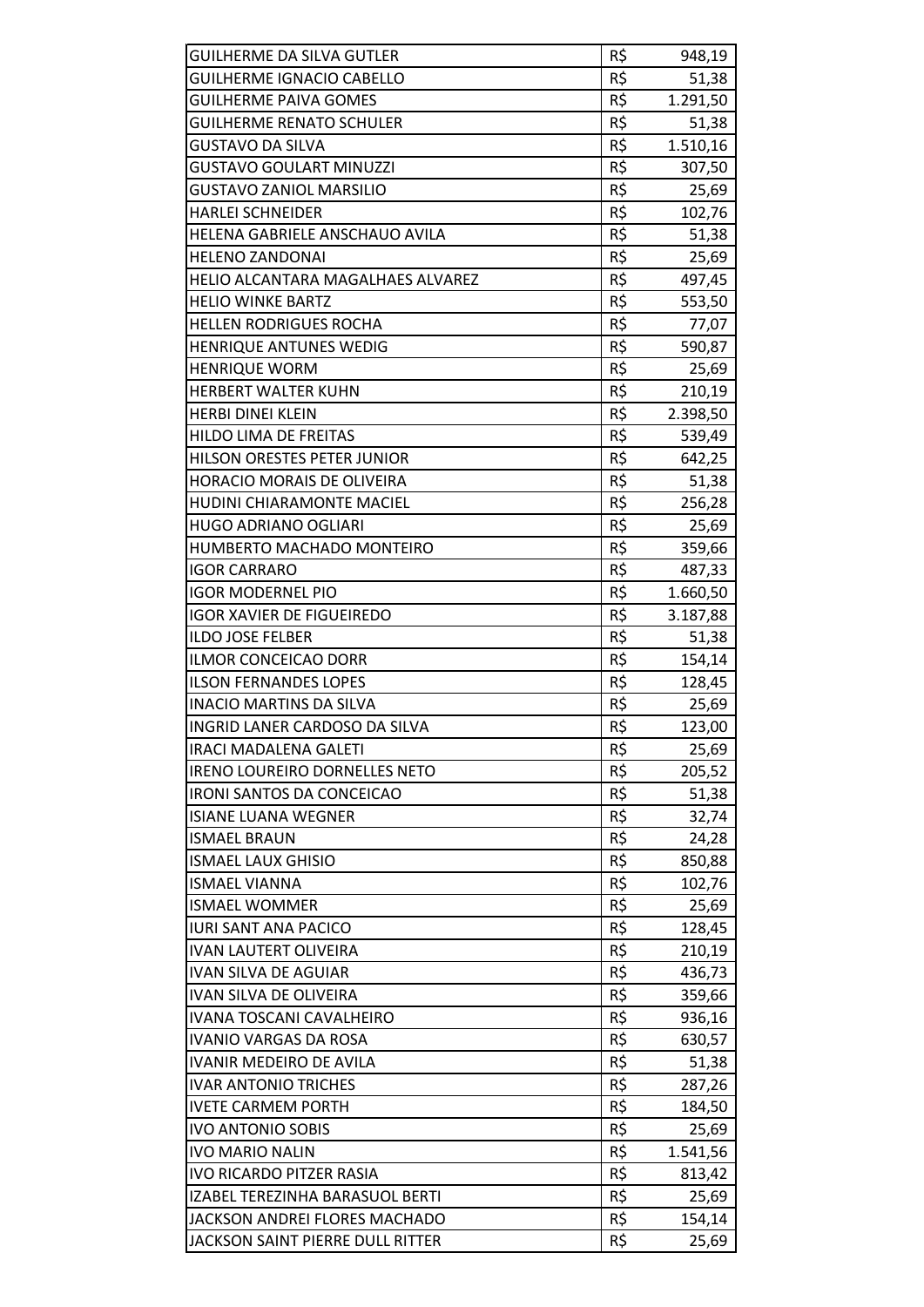| | | |
|---|---|---|
| GUILHERME DA SILVA GUTLER | R$ | 948,19 |
| GUILHERME IGNACIO CABELLO | R$ | 51,38 |
| GUILHERME PAIVA GOMES | R$ | 1.291,50 |
| GUILHERME RENATO SCHULER | R$ | 51,38 |
| GUSTAVO DA SILVA | R$ | 1.510,16 |
| GUSTAVO GOULART MINUZZI | R$ | 307,50 |
| GUSTAVO ZANIOL MARSILIO | R$ | 25,69 |
| HARLEI SCHNEIDER | R$ | 102,76 |
| HELENA GABRIELE ANSCHAUO AVILA | R$ | 51,38 |
| HELENO ZANDONAI | R$ | 25,69 |
| HELIO ALCANTARA MAGALHAES ALVAREZ | R$ | 497,45 |
| HELIO WINKE BARTZ | R$ | 553,50 |
| HELLEN RODRIGUES ROCHA | R$ | 77,07 |
| HENRIQUE ANTUNES WEDIG | R$ | 590,87 |
| HENRIQUE WORM | R$ | 25,69 |
| HERBERT WALTER KUHN | R$ | 210,19 |
| HERBI DINEI KLEIN | R$ | 2.398,50 |
| HILDO LIMA DE FREITAS | R$ | 539,49 |
| HILSON ORESTES PETER JUNIOR | R$ | 642,25 |
| HORACIO MORAIS DE OLIVEIRA | R$ | 51,38 |
| HUDINI CHIARAMONTE MACIEL | R$ | 256,28 |
| HUGO ADRIANO OGLIARI | R$ | 25,69 |
| HUMBERTO MACHADO MONTEIRO | R$ | 359,66 |
| IGOR CARRARO | R$ | 487,33 |
| IGOR MODERNEL PIO | R$ | 1.660,50 |
| IGOR XAVIER DE FIGUEIREDO | R$ | 3.187,88 |
| ILDO JOSE FELBER | R$ | 51,38 |
| ILMOR CONCEICAO DORR | R$ | 154,14 |
| ILSON FERNANDES LOPES | R$ | 128,45 |
| INACIO MARTINS DA SILVA | R$ | 25,69 |
| INGRID LANER CARDOSO DA SILVA | R$ | 123,00 |
| IRACI MADALENA GALETI | R$ | 25,69 |
| IRENO LOUREIRO DORNELLES NETO | R$ | 205,52 |
| IRONI SANTOS DA CONCEICAO | R$ | 51,38 |
| ISIANE LUANA WEGNER | R$ | 32,74 |
| ISMAEL BRAUN | R$ | 24,28 |
| ISMAEL LAUX GHISIO | R$ | 850,88 |
| ISMAEL VIANNA | R$ | 102,76 |
| ISMAEL WOMMER | R$ | 25,69 |
| IURI SANT ANA PACICO | R$ | 128,45 |
| IVAN LAUTERT OLIVEIRA | R$ | 210,19 |
| IVAN SILVA DE AGUIAR | R$ | 436,73 |
| IVAN SILVA DE OLIVEIRA | R$ | 359,66 |
| IVANA TOSCANI CAVALHEIRO | R$ | 936,16 |
| IVANIO VARGAS DA ROSA | R$ | 630,57 |
| IVANIR MEDEIRO DE AVILA | R$ | 51,38 |
| IVAR ANTONIO TRICHES | R$ | 287,26 |
| IVETE CARMEM PORTH | R$ | 184,50 |
| IVO ANTONIO SOBIS | R$ | 25,69 |
| IVO MARIO NALIN | R$ | 1.541,56 |
| IVO RICARDO PITZER RASIA | R$ | 813,42 |
| IZABEL TEREZINHA BARASUOL BERTI | R$ | 25,69 |
| JACKSON ANDREI FLORES MACHADO | R$ | 154,14 |
| JACKSON SAINT PIERRE DULL RITTER | R$ | 25,69 |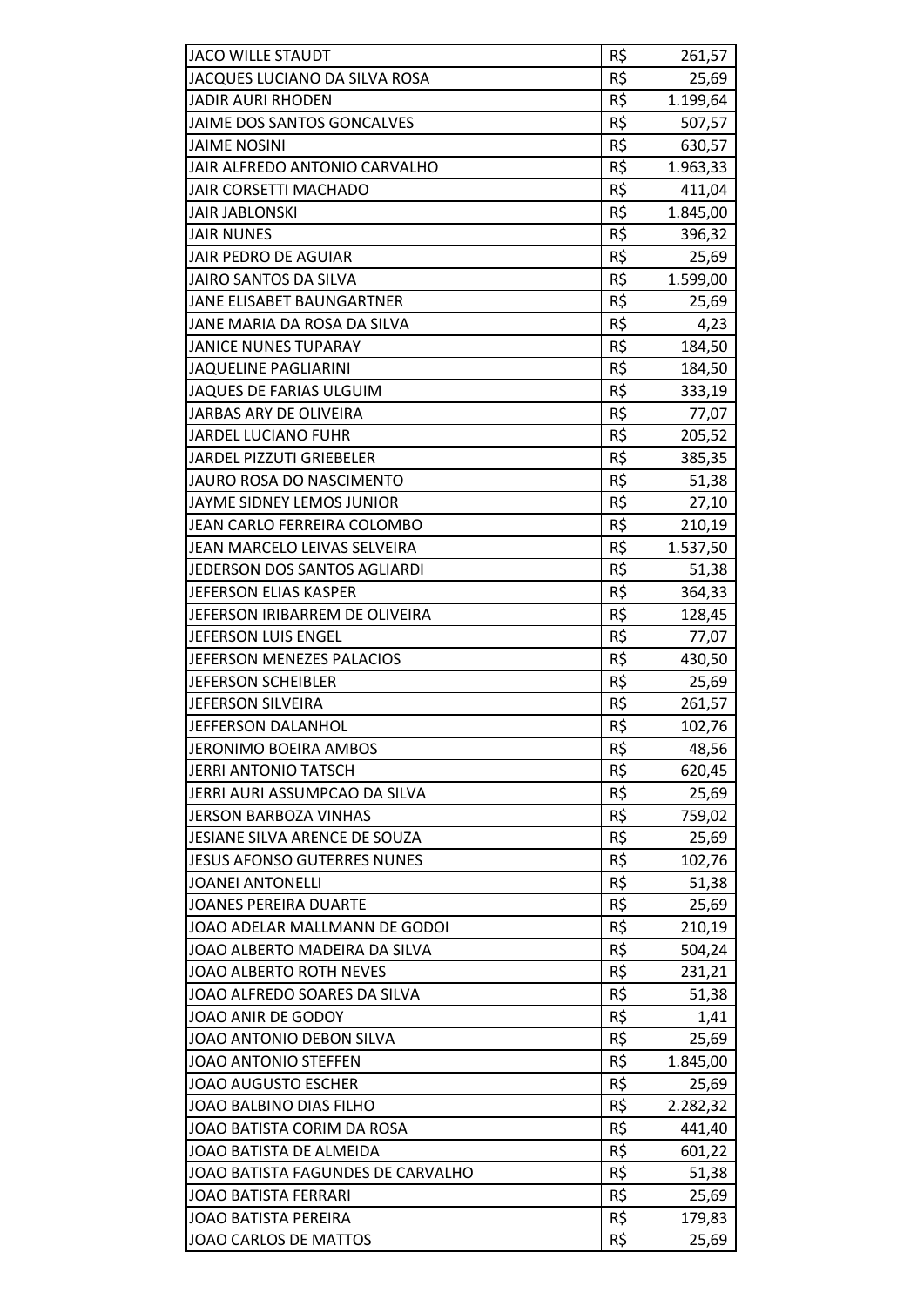| | | |
|---|---|---|
| JACO WILLE STAUDT | R$ | 261,57 |
| JACQUES LUCIANO DA SILVA ROSA | R$ | 25,69 |
| JADIR AURI RHODEN | R$ | 1.199,64 |
| JAIME DOS SANTOS GONCALVES | R$ | 507,57 |
| JAIME NOSINI | R$ | 630,57 |
| JAIR ALFREDO ANTONIO CARVALHO | R$ | 1.963,33 |
| JAIR CORSETTI MACHADO | R$ | 411,04 |
| JAIR JABLONSKI | R$ | 1.845,00 |
| JAIR NUNES | R$ | 396,32 |
| JAIR PEDRO DE AGUIAR | R$ | 25,69 |
| JAIRO SANTOS DA SILVA | R$ | 1.599,00 |
| JANE ELISABET BAUNGARTNER | R$ | 25,69 |
| JANE MARIA DA ROSA DA SILVA | R$ | 4,23 |
| JANICE NUNES TUPARAY | R$ | 184,50 |
| JAQUELINE PAGLIARINI | R$ | 184,50 |
| JAQUES DE FARIAS ULGUIM | R$ | 333,19 |
| JARBAS ARY DE OLIVEIRA | R$ | 77,07 |
| JARDEL LUCIANO FUHR | R$ | 205,52 |
| JARDEL PIZZUTI GRIEBELER | R$ | 385,35 |
| JAURO ROSA DO NASCIMENTO | R$ | 51,38 |
| JAYME SIDNEY LEMOS JUNIOR | R$ | 27,10 |
| JEAN CARLO FERREIRA COLOMBO | R$ | 210,19 |
| JEAN MARCELO LEIVAS SELVEIRA | R$ | 1.537,50 |
| JEDERSON DOS SANTOS AGLIARDI | R$ | 51,38 |
| JEFERSON ELIAS KASPER | R$ | 364,33 |
| JEFERSON IRIBARREM DE OLIVEIRA | R$ | 128,45 |
| JEFERSON LUIS ENGEL | R$ | 77,07 |
| JEFERSON MENEZES PALACIOS | R$ | 430,50 |
| JEFERSON SCHEIBLER | R$ | 25,69 |
| JEFERSON SILVEIRA | R$ | 261,57 |
| JEFFERSON DALANHOL | R$ | 102,76 |
| JERONIMO BOEIRA AMBOS | R$ | 48,56 |
| JERRI ANTONIO TATSCH | R$ | 620,45 |
| JERRI AURI ASSUMPCAO DA SILVA | R$ | 25,69 |
| JERSON BARBOZA VINHAS | R$ | 759,02 |
| JESIANE SILVA ARENCE DE SOUZA | R$ | 25,69 |
| JESUS AFONSO GUTERRES NUNES | R$ | 102,76 |
| JOANEI ANTONELLI | R$ | 51,38 |
| JOANES PEREIRA DUARTE | R$ | 25,69 |
| JOAO ADELAR MALLMANN DE GODOI | R$ | 210,19 |
| JOAO ALBERTO MADEIRA DA SILVA | R$ | 504,24 |
| JOAO ALBERTO ROTH NEVES | R$ | 231,21 |
| JOAO ALFREDO SOARES DA SILVA | R$ | 51,38 |
| JOAO ANIR DE GODOY | R$ | 1,41 |
| JOAO ANTONIO DEBON SILVA | R$ | 25,69 |
| JOAO ANTONIO STEFFEN | R$ | 1.845,00 |
| JOAO AUGUSTO ESCHER | R$ | 25,69 |
| JOAO BALBINO DIAS FILHO | R$ | 2.282,32 |
| JOAO BATISTA CORIM DA ROSA | R$ | 441,40 |
| JOAO BATISTA DE ALMEIDA | R$ | 601,22 |
| JOAO BATISTA FAGUNDES DE CARVALHO | R$ | 51,38 |
| JOAO BATISTA FERRARI | R$ | 25,69 |
| JOAO BATISTA PEREIRA | R$ | 179,83 |
| JOAO CARLOS DE MATTOS | R$ | 25,69 |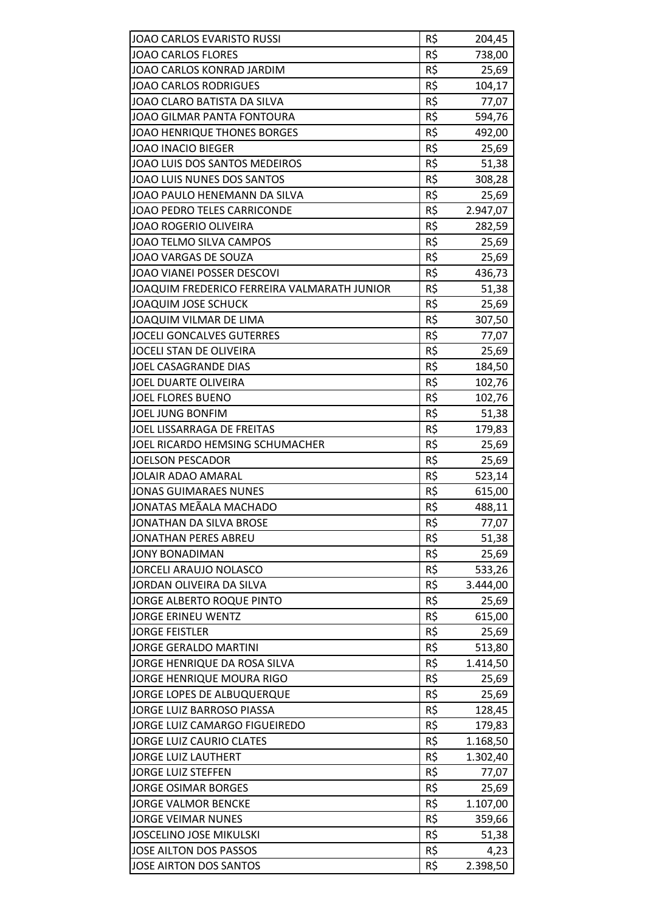| | | |
|---|---|---|
| JOAO CARLOS EVARISTO RUSSI | R$ | 204,45 |
| JOAO CARLOS FLORES | R$ | 738,00 |
| JOAO CARLOS KONRAD JARDIM | R$ | 25,69 |
| JOAO CARLOS RODRIGUES | R$ | 104,17 |
| JOAO CLARO BATISTA DA SILVA | R$ | 77,07 |
| JOAO GILMAR PANTA FONTOURA | R$ | 594,76 |
| JOAO HENRIQUE THONES BORGES | R$ | 492,00 |
| JOAO INACIO BIEGER | R$ | 25,69 |
| JOAO LUIS DOS SANTOS MEDEIROS | R$ | 51,38 |
| JOAO LUIS NUNES DOS SANTOS | R$ | 308,28 |
| JOAO PAULO HENEMANN DA SILVA | R$ | 25,69 |
| JOAO PEDRO TELES CARRICONDE | R$ | 2.947,07 |
| JOAO ROGERIO OLIVEIRA | R$ | 282,59 |
| JOAO TELMO SILVA CAMPOS | R$ | 25,69 |
| JOAO VARGAS DE SOUZA | R$ | 25,69 |
| JOAO VIANEI POSSER DESCOVI | R$ | 436,73 |
| JOAQUIM FREDERICO FERREIRA VALMARATH JUNIOR | R$ | 51,38 |
| JOAQUIM JOSE SCHUCK | R$ | 25,69 |
| JOAQUIM VILMAR DE LIMA | R$ | 307,50 |
| JOCELI GONCALVES GUTERRES | R$ | 77,07 |
| JOCELI STAN DE OLIVEIRA | R$ | 25,69 |
| JOEL CASAGRANDE DIAS | R$ | 184,50 |
| JOEL DUARTE OLIVEIRA | R$ | 102,76 |
| JOEL FLORES BUENO | R$ | 102,76 |
| JOEL JUNG BONFIM | R$ | 51,38 |
| JOEL LISSARRAGA DE FREITAS | R$ | 179,83 |
| JOEL RICARDO HEMSING SCHUMACHER | R$ | 25,69 |
| JOELSON PESCADOR | R$ | 25,69 |
| JOLAIR ADAO AMARAL | R$ | 523,14 |
| JONAS GUIMARAES NUNES | R$ | 615,00 |
| JONATAS MEÃALA MACHADO | R$ | 488,11 |
| JONATHAN DA SILVA BROSE | R$ | 77,07 |
| JONATHAN PERES ABREU | R$ | 51,38 |
| JONY BONADIMAN | R$ | 25,69 |
| JORCELI ARAUJO NOLASCO | R$ | 533,26 |
| JORDAN OLIVEIRA DA SILVA | R$ | 3.444,00 |
| JORGE ALBERTO ROQUE PINTO | R$ | 25,69 |
| JORGE ERINEU WENTZ | R$ | 615,00 |
| JORGE FEISTLER | R$ | 25,69 |
| JORGE GERALDO MARTINI | R$ | 513,80 |
| JORGE HENRIQUE DA ROSA SILVA | R$ | 1.414,50 |
| JORGE HENRIQUE MOURA RIGO | R$ | 25,69 |
| JORGE LOPES DE ALBUQUERQUE | R$ | 25,69 |
| JORGE LUIZ BARROSO PIASSA | R$ | 128,45 |
| JORGE LUIZ CAMARGO FIGUEIREDO | R$ | 179,83 |
| JORGE LUIZ CAURIO CLATES | R$ | 1.168,50 |
| JORGE LUIZ LAUTHERT | R$ | 1.302,40 |
| JORGE LUIZ STEFFEN | R$ | 77,07 |
| JORGE OSIMAR BORGES | R$ | 25,69 |
| JORGE VALMOR BENCKE | R$ | 1.107,00 |
| JORGE VEIMAR NUNES | R$ | 359,66 |
| JOSCELINO JOSE MIKULSKI | R$ | 51,38 |
| JOSE AILTON DOS PASSOS | R$ | 4,23 |
| JOSE AIRTON DOS SANTOS | R$ | 2.398,50 |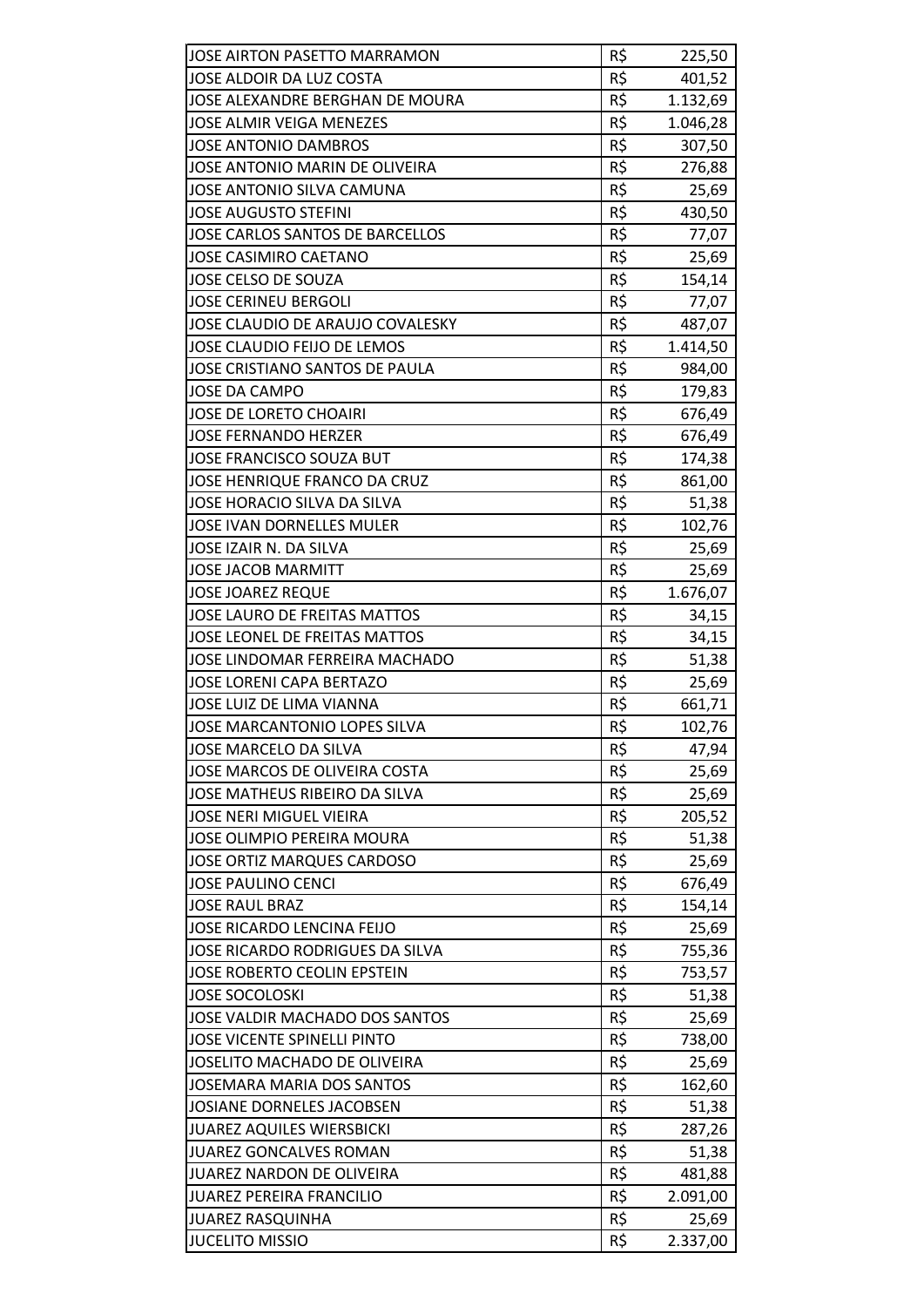| | | |
|---|---|---|
| JOSE AIRTON PASETTO MARRAMON | R$ | 225,50 |
| JOSE ALDOIR DA LUZ COSTA | R$ | 401,52 |
| JOSE ALEXANDRE BERGHAN DE MOURA | R$ | 1.132,69 |
| JOSE ALMIR VEIGA MENEZES | R$ | 1.046,28 |
| JOSE ANTONIO DAMBROS | R$ | 307,50 |
| JOSE ANTONIO MARIN DE OLIVEIRA | R$ | 276,88 |
| JOSE ANTONIO SILVA CAMUNA | R$ | 25,69 |
| JOSE AUGUSTO STEFINI | R$ | 430,50 |
| JOSE CARLOS SANTOS DE BARCELLOS | R$ | 77,07 |
| JOSE CASIMIRO CAETANO | R$ | 25,69 |
| JOSE CELSO DE SOUZA | R$ | 154,14 |
| JOSE CERINEU BERGOLI | R$ | 77,07 |
| JOSE CLAUDIO DE ARAUJO COVALESKY | R$ | 487,07 |
| JOSE CLAUDIO FEIJO DE LEMOS | R$ | 1.414,50 |
| JOSE CRISTIANO SANTOS DE PAULA | R$ | 984,00 |
| JOSE DA CAMPO | R$ | 179,83 |
| JOSE DE LORETO CHOAIRI | R$ | 676,49 |
| JOSE FERNANDO HERZER | R$ | 676,49 |
| JOSE FRANCISCO SOUZA BUT | R$ | 174,38 |
| JOSE HENRIQUE FRANCO DA CRUZ | R$ | 861,00 |
| JOSE HORACIO SILVA DA SILVA | R$ | 51,38 |
| JOSE IVAN DORNELLES MULER | R$ | 102,76 |
| JOSE IZAIR N. DA SILVA | R$ | 25,69 |
| JOSE JACOB MARMITT | R$ | 25,69 |
| JOSE JOAREZ REQUE | R$ | 1.676,07 |
| JOSE LAURO DE FREITAS MATTOS | R$ | 34,15 |
| JOSE LEONEL DE FREITAS MATTOS | R$ | 34,15 |
| JOSE LINDOMAR FERREIRA MACHADO | R$ | 51,38 |
| JOSE LORENI CAPA BERTAZO | R$ | 25,69 |
| JOSE LUIZ DE LIMA VIANNA | R$ | 661,71 |
| JOSE MARCANTONIO LOPES SILVA | R$ | 102,76 |
| JOSE MARCELO DA SILVA | R$ | 47,94 |
| JOSE MARCOS DE OLIVEIRA COSTA | R$ | 25,69 |
| JOSE MATHEUS RIBEIRO DA SILVA | R$ | 25,69 |
| JOSE NERI MIGUEL VIEIRA | R$ | 205,52 |
| JOSE OLIMPIO PEREIRA MOURA | R$ | 51,38 |
| JOSE ORTIZ MARQUES CARDOSO | R$ | 25,69 |
| JOSE PAULINO CENCI | R$ | 676,49 |
| JOSE RAUL BRAZ | R$ | 154,14 |
| JOSE RICARDO LENCINA FEIJO | R$ | 25,69 |
| JOSE RICARDO RODRIGUES DA SILVA | R$ | 755,36 |
| JOSE ROBERTO CEOLIN EPSTEIN | R$ | 753,57 |
| JOSE SOCOLOSKI | R$ | 51,38 |
| JOSE VALDIR MACHADO DOS SANTOS | R$ | 25,69 |
| JOSE VICENTE SPINELLI PINTO | R$ | 738,00 |
| JOSELITO MACHADO DE OLIVEIRA | R$ | 25,69 |
| JOSEMARA MARIA DOS SANTOS | R$ | 162,60 |
| JOSIANE DORNELES JACOBSEN | R$ | 51,38 |
| JUAREZ AQUILES WIERSBICKI | R$ | 287,26 |
| JUAREZ GONCALVES ROMAN | R$ | 51,38 |
| JUAREZ NARDON DE OLIVEIRA | R$ | 481,88 |
| JUAREZ PEREIRA FRANCILIO | R$ | 2.091,00 |
| JUAREZ RASQUINHA | R$ | 25,69 |
| JUCELITO MISSIO | R$ | 2.337,00 |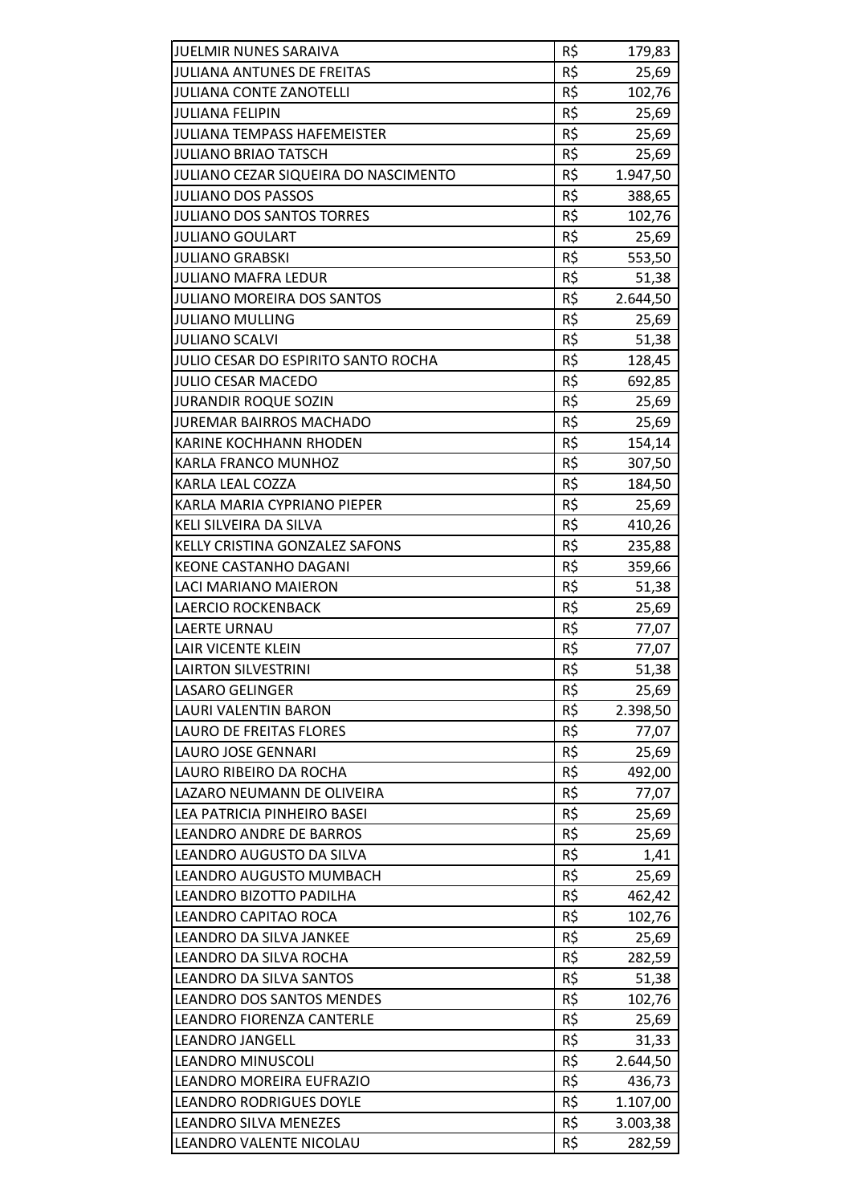| | | |
|---|---|---|
| JUELMIR NUNES SARAIVA | R$ | 179,83 |
| JULIANA ANTUNES DE FREITAS | R$ | 25,69 |
| JULIANA CONTE ZANOTELLI | R$ | 102,76 |
| JULIANA FELIPIN | R$ | 25,69 |
| JULIANA TEMPASS HAFEMEISTER | R$ | 25,69 |
| JULIANO BRIAO TATSCH | R$ | 25,69 |
| JULIANO CEZAR SIQUEIRA DO NASCIMENTO | R$ | 1.947,50 |
| JULIANO DOS PASSOS | R$ | 388,65 |
| JULIANO DOS SANTOS TORRES | R$ | 102,76 |
| JULIANO GOULART | R$ | 25,69 |
| JULIANO GRABSKI | R$ | 553,50 |
| JULIANO MAFRA LEDUR | R$ | 51,38 |
| JULIANO MOREIRA DOS SANTOS | R$ | 2.644,50 |
| JULIANO MULLING | R$ | 25,69 |
| JULIANO SCALVI | R$ | 51,38 |
| JULIO CESAR DO ESPIRITO SANTO ROCHA | R$ | 128,45 |
| JULIO CESAR MACEDO | R$ | 692,85 |
| JURANDIR ROQUE SOZIN | R$ | 25,69 |
| JUREMAR BAIRROS MACHADO | R$ | 25,69 |
| KARINE KOCHHANN RHODEN | R$ | 154,14 |
| KARLA FRANCO MUNHOZ | R$ | 307,50 |
| KARLA LEAL COZZA | R$ | 184,50 |
| KARLA MARIA CYPRIANO PIEPER | R$ | 25,69 |
| KELI SILVEIRA DA SILVA | R$ | 410,26 |
| KELLY CRISTINA GONZALEZ SAFONS | R$ | 235,88 |
| KEONE CASTANHO DAGANI | R$ | 359,66 |
| LACI MARIANO MAIERON | R$ | 51,38 |
| LAERCIO ROCKENBACK | R$ | 25,69 |
| LAERTE URNAU | R$ | 77,07 |
| LAIR VICENTE KLEIN | R$ | 77,07 |
| LAIRTON SILVESTRINI | R$ | 51,38 |
| LASARO GELINGER | R$ | 25,69 |
| LAURI VALENTIN BARON | R$ | 2.398,50 |
| LAURO DE FREITAS FLORES | R$ | 77,07 |
| LAURO JOSE GENNARI | R$ | 25,69 |
| LAURO RIBEIRO DA ROCHA | R$ | 492,00 |
| LAZARO NEUMANN DE OLIVEIRA | R$ | 77,07 |
| LEA PATRICIA PINHEIRO BASEI | R$ | 25,69 |
| LEANDRO ANDRE DE BARROS | R$ | 25,69 |
| LEANDRO AUGUSTO DA SILVA | R$ | 1,41 |
| LEANDRO AUGUSTO MUMBACH | R$ | 25,69 |
| LEANDRO BIZOTTO PADILHA | R$ | 462,42 |
| LEANDRO CAPITAO ROCA | R$ | 102,76 |
| LEANDRO DA SILVA JANKEE | R$ | 25,69 |
| LEANDRO DA SILVA ROCHA | R$ | 282,59 |
| LEANDRO DA SILVA SANTOS | R$ | 51,38 |
| LEANDRO DOS SANTOS MENDES | R$ | 102,76 |
| LEANDRO FIORENZA CANTERLE | R$ | 25,69 |
| LEANDRO JANGELL | R$ | 31,33 |
| LEANDRO MINUSCOLI | R$ | 2.644,50 |
| LEANDRO MOREIRA EUFRAZIO | R$ | 436,73 |
| LEANDRO RODRIGUES DOYLE | R$ | 1.107,00 |
| LEANDRO SILVA MENEZES | R$ | 3.003,38 |
| LEANDRO VALENTE NICOLAU | R$ | 282,59 |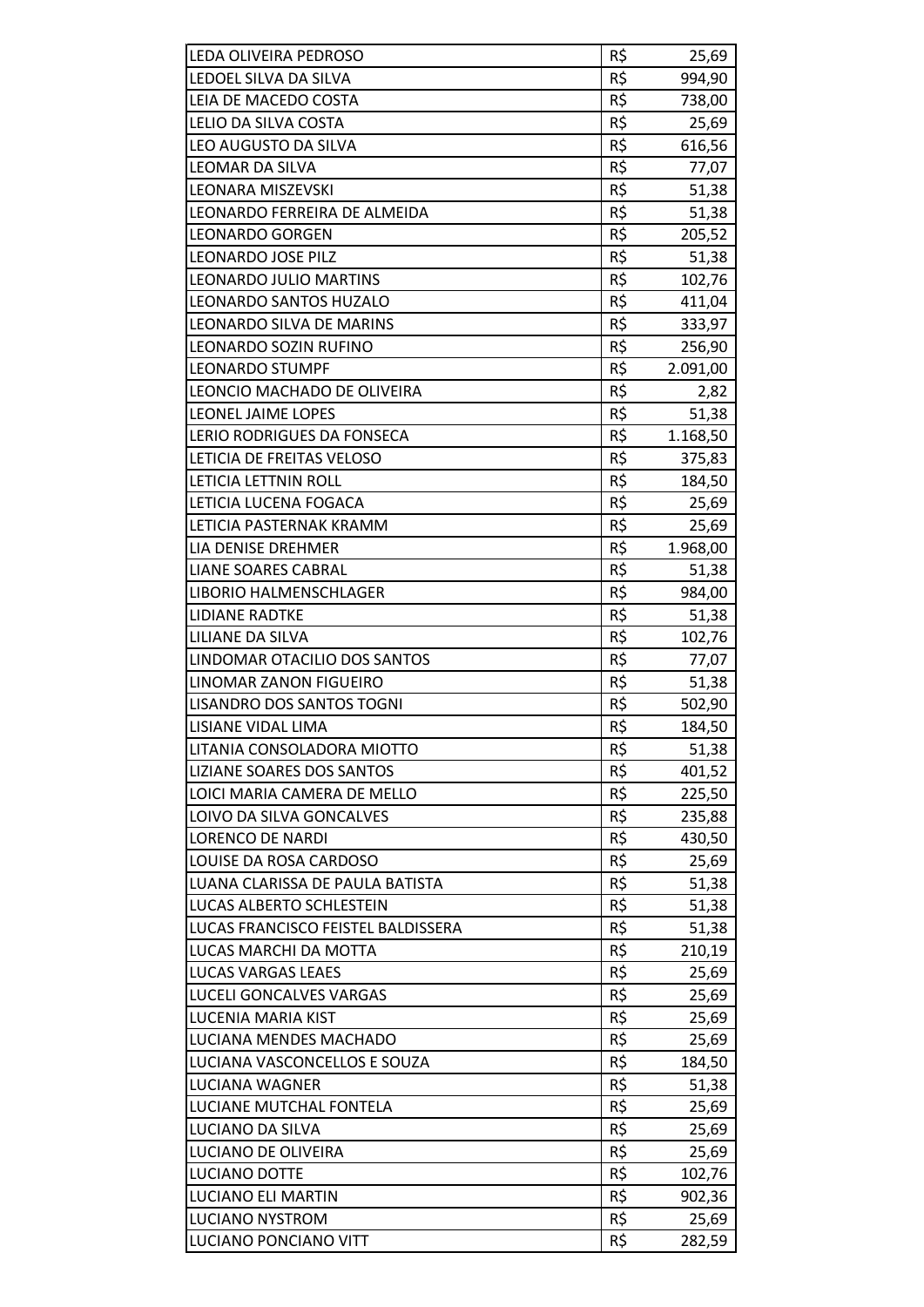| | | |
|---|---|---|
| LEDA OLIVEIRA PEDROSO | R$ | 25,69 |
| LEDOEL SILVA DA SILVA | R$ | 994,90 |
| LEIA DE MACEDO COSTA | R$ | 738,00 |
| LELIO DA SILVA COSTA | R$ | 25,69 |
| LEO AUGUSTO DA SILVA | R$ | 616,56 |
| LEOMAR DA SILVA | R$ | 77,07 |
| LEONARA MISZEVSKI | R$ | 51,38 |
| LEONARDO FERREIRA DE ALMEIDA | R$ | 51,38 |
| LEONARDO GORGEN | R$ | 205,52 |
| LEONARDO JOSE PILZ | R$ | 51,38 |
| LEONARDO JULIO MARTINS | R$ | 102,76 |
| LEONARDO SANTOS HUZALO | R$ | 411,04 |
| LEONARDO SILVA DE MARINS | R$ | 333,97 |
| LEONARDO SOZIN RUFINO | R$ | 256,90 |
| LEONARDO STUMPF | R$ | 2.091,00 |
| LEONCIO MACHADO DE OLIVEIRA | R$ | 2,82 |
| LEONEL JAIME LOPES | R$ | 51,38 |
| LERIO RODRIGUES DA FONSECA | R$ | 1.168,50 |
| LETICIA DE FREITAS VELOSO | R$ | 375,83 |
| LETICIA LETTNIN ROLL | R$ | 184,50 |
| LETICIA LUCENA FOGACA | R$ | 25,69 |
| LETICIA PASTERNAK KRAMM | R$ | 25,69 |
| LIA DENISE DREHMER | R$ | 1.968,00 |
| LIANE SOARES CABRAL | R$ | 51,38 |
| LIBORIO HALMENSCHLAGER | R$ | 984,00 |
| LIDIANE RADTKE | R$ | 51,38 |
| LILIANE DA SILVA | R$ | 102,76 |
| LINDOMAR OTACILIO DOS SANTOS | R$ | 77,07 |
| LINOMAR ZANON FIGUEIRO | R$ | 51,38 |
| LISANDRO DOS SANTOS TOGNI | R$ | 502,90 |
| LISIANE VIDAL LIMA | R$ | 184,50 |
| LITANIA CONSOLADORA MIOTTO | R$ | 51,38 |
| LIZIANE SOARES DOS SANTOS | R$ | 401,52 |
| LOICI MARIA CAMERA DE MELLO | R$ | 225,50 |
| LOIVO DA SILVA GONCALVES | R$ | 235,88 |
| LORENCO DE NARDI | R$ | 430,50 |
| LOUISE DA ROSA CARDOSO | R$ | 25,69 |
| LUANA CLARISSA DE PAULA BATISTA | R$ | 51,38 |
| LUCAS ALBERTO SCHLESTEIN | R$ | 51,38 |
| LUCAS FRANCISCO FEISTEL BALDISSERA | R$ | 51,38 |
| LUCAS MARCHI DA MOTTA | R$ | 210,19 |
| LUCAS VARGAS LEAES | R$ | 25,69 |
| LUCELI GONCALVES VARGAS | R$ | 25,69 |
| LUCENIA MARIA KIST | R$ | 25,69 |
| LUCIANA MENDES MACHADO | R$ | 25,69 |
| LUCIANA VASCONCELLOS E SOUZA | R$ | 184,50 |
| LUCIANA WAGNER | R$ | 51,38 |
| LUCIANE MUTCHAL FONTELA | R$ | 25,69 |
| LUCIANO DA SILVA | R$ | 25,69 |
| LUCIANO DE OLIVEIRA | R$ | 25,69 |
| LUCIANO DOTTE | R$ | 102,76 |
| LUCIANO ELI MARTIN | R$ | 902,36 |
| LUCIANO NYSTROM | R$ | 25,69 |
| LUCIANO PONCIANO VITT | R$ | 282,59 |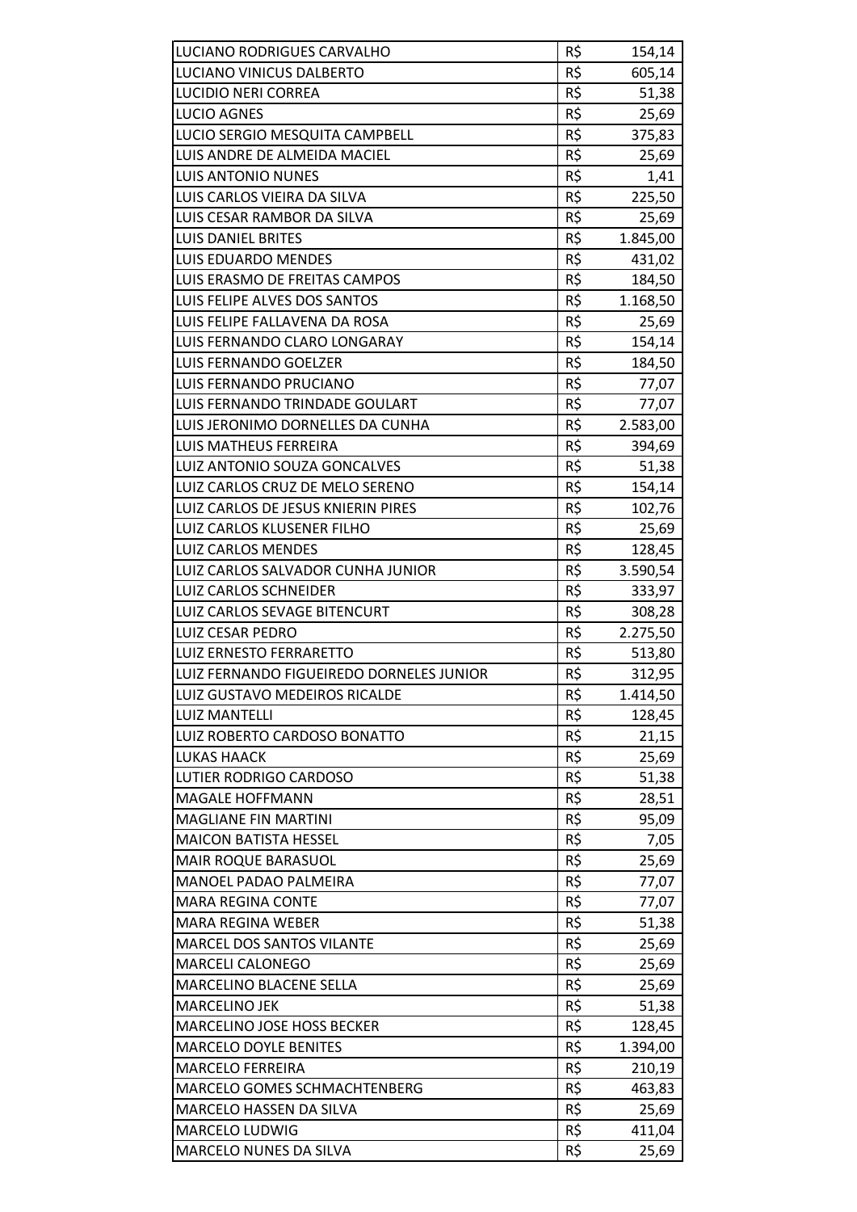| | | |
|---|---|---|
| LUCIANO RODRIGUES CARVALHO | R$ | 154,14 |
| LUCIANO VINICUS DALBERTO | R$ | 605,14 |
| LUCIDIO NERI CORREA | R$ | 51,38 |
| LUCIO AGNES | R$ | 25,69 |
| LUCIO SERGIO MESQUITA CAMPBELL | R$ | 375,83 |
| LUIS ANDRE DE ALMEIDA MACIEL | R$ | 25,69 |
| LUIS ANTONIO NUNES | R$ | 1,41 |
| LUIS CARLOS VIEIRA DA SILVA | R$ | 225,50 |
| LUIS CESAR RAMBOR DA SILVA | R$ | 25,69 |
| LUIS DANIEL BRITES | R$ | 1.845,00 |
| LUIS EDUARDO MENDES | R$ | 431,02 |
| LUIS ERASMO DE FREITAS CAMPOS | R$ | 184,50 |
| LUIS FELIPE ALVES DOS SANTOS | R$ | 1.168,50 |
| LUIS FELIPE FALLAVENA DA ROSA | R$ | 25,69 |
| LUIS FERNANDO CLARO LONGARAY | R$ | 154,14 |
| LUIS FERNANDO GOELZER | R$ | 184,50 |
| LUIS FERNANDO PRUCIANO | R$ | 77,07 |
| LUIS FERNANDO TRINDADE GOULART | R$ | 77,07 |
| LUIS JERONIMO DORNELLES DA CUNHA | R$ | 2.583,00 |
| LUIS MATHEUS FERREIRA | R$ | 394,69 |
| LUIZ ANTONIO SOUZA GONCALVES | R$ | 51,38 |
| LUIZ CARLOS CRUZ DE MELO SERENO | R$ | 154,14 |
| LUIZ CARLOS DE JESUS KNIERIN PIRES | R$ | 102,76 |
| LUIZ CARLOS KLUSENER FILHO | R$ | 25,69 |
| LUIZ CARLOS MENDES | R$ | 128,45 |
| LUIZ CARLOS SALVADOR CUNHA JUNIOR | R$ | 3.590,54 |
| LUIZ CARLOS SCHNEIDER | R$ | 333,97 |
| LUIZ CARLOS SEVAGE BITENCURT | R$ | 308,28 |
| LUIZ CESAR PEDRO | R$ | 2.275,50 |
| LUIZ ERNESTO FERRARETTO | R$ | 513,80 |
| LUIZ FERNANDO FIGUEIREDO DORNELES JUNIOR | R$ | 312,95 |
| LUIZ GUSTAVO MEDEIROS RICALDE | R$ | 1.414,50 |
| LUIZ MANTELLI | R$ | 128,45 |
| LUIZ ROBERTO CARDOSO BONATTO | R$ | 21,15 |
| LUKAS HAACK | R$ | 25,69 |
| LUTIER RODRIGO CARDOSO | R$ | 51,38 |
| MAGALE HOFFMANN | R$ | 28,51 |
| MAGLIANE FIN MARTINI | R$ | 95,09 |
| MAICON BATISTA HESSEL | R$ | 7,05 |
| MAIR ROQUE BARASUOL | R$ | 25,69 |
| MANOEL PADAO PALMEIRA | R$ | 77,07 |
| MARA REGINA CONTE | R$ | 77,07 |
| MARA REGINA WEBER | R$ | 51,38 |
| MARCEL DOS SANTOS VILANTE | R$ | 25,69 |
| MARCELI CALONEGO | R$ | 25,69 |
| MARCELINO BLACENE SELLA | R$ | 25,69 |
| MARCELINO JEK | R$ | 51,38 |
| MARCELINO JOSE HOSS BECKER | R$ | 128,45 |
| MARCELO DOYLE BENITES | R$ | 1.394,00 |
| MARCELO FERREIRA | R$ | 210,19 |
| MARCELO GOMES SCHMACHTENBERG | R$ | 463,83 |
| MARCELO HASSEN DA SILVA | R$ | 25,69 |
| MARCELO LUDWIG | R$ | 411,04 |
| MARCELO NUNES DA SILVA | R$ | 25,69 |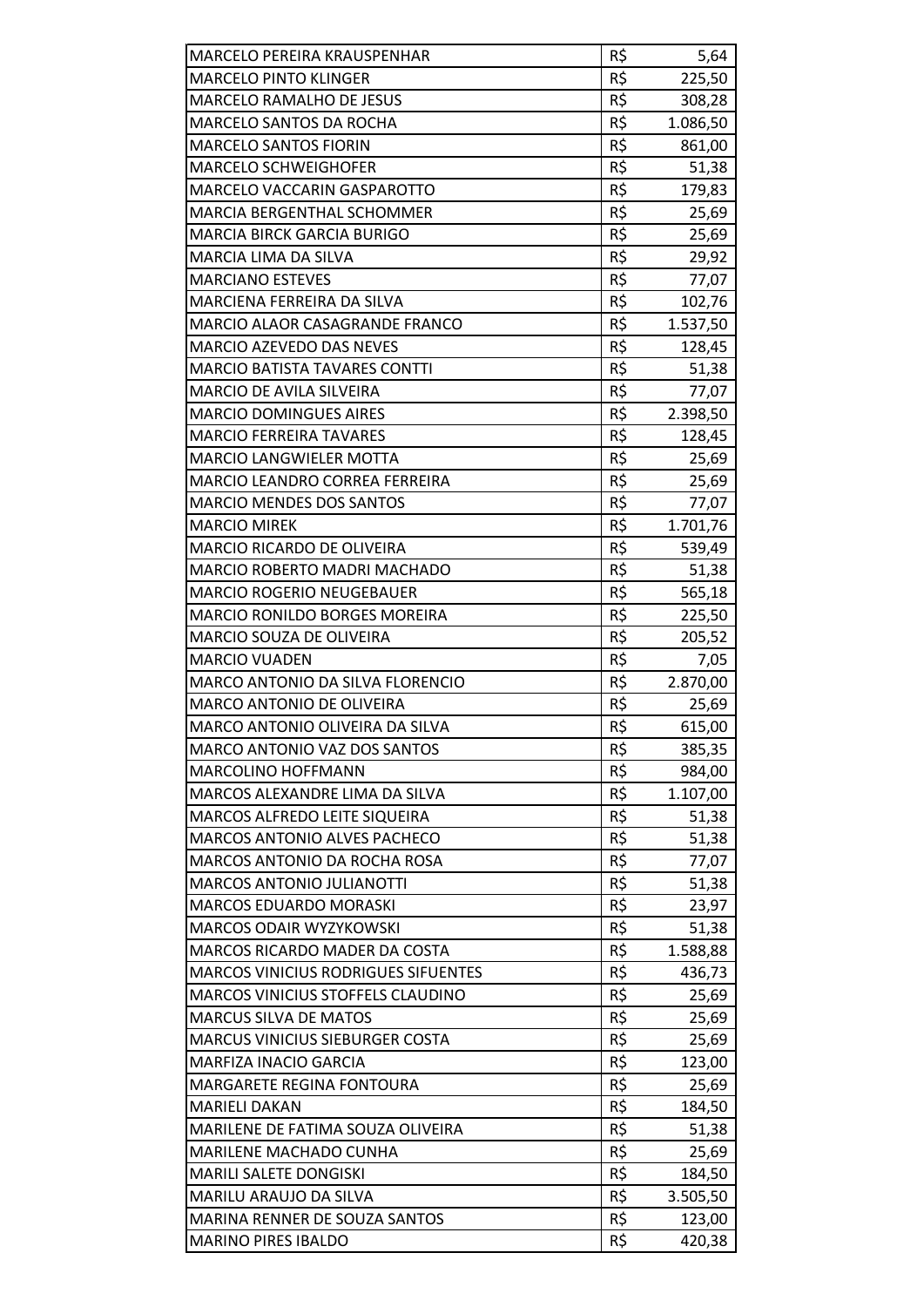| | | |
|---|---|---|
| MARCELO PEREIRA KRAUSPENHAR | R$ | 5,64 |
| MARCELO PINTO KLINGER | R$ | 225,50 |
| MARCELO RAMALHO DE JESUS | R$ | 308,28 |
| MARCELO SANTOS DA ROCHA | R$ | 1.086,50 |
| MARCELO SANTOS FIORIN | R$ | 861,00 |
| MARCELO SCHWEIGHOFER | R$ | 51,38 |
| MARCELO VACCARIN GASPAROTTO | R$ | 179,83 |
| MARCIA BERGENTHAL SCHOMMER | R$ | 25,69 |
| MARCIA BIRCK GARCIA BURIGO | R$ | 25,69 |
| MARCIA LIMA DA SILVA | R$ | 29,92 |
| MARCIANO ESTEVES | R$ | 77,07 |
| MARCIENA FERREIRA DA SILVA | R$ | 102,76 |
| MARCIO ALAOR CASAGRANDE FRANCO | R$ | 1.537,50 |
| MARCIO AZEVEDO DAS NEVES | R$ | 128,45 |
| MARCIO BATISTA TAVARES CONTTI | R$ | 51,38 |
| MARCIO DE AVILA SILVEIRA | R$ | 77,07 |
| MARCIO DOMINGUES AIRES | R$ | 2.398,50 |
| MARCIO FERREIRA TAVARES | R$ | 128,45 |
| MARCIO LANGWIELER MOTTA | R$ | 25,69 |
| MARCIO LEANDRO CORREA FERREIRA | R$ | 25,69 |
| MARCIO MENDES DOS SANTOS | R$ | 77,07 |
| MARCIO MIREK | R$ | 1.701,76 |
| MARCIO RICARDO DE OLIVEIRA | R$ | 539,49 |
| MARCIO ROBERTO MADRI MACHADO | R$ | 51,38 |
| MARCIO ROGERIO NEUGEBAUER | R$ | 565,18 |
| MARCIO RONILDO BORGES MOREIRA | R$ | 225,50 |
| MARCIO SOUZA DE OLIVEIRA | R$ | 205,52 |
| MARCIO VUADEN | R$ | 7,05 |
| MARCO ANTONIO DA SILVA FLORENCIO | R$ | 2.870,00 |
| MARCO ANTONIO DE OLIVEIRA | R$ | 25,69 |
| MARCO ANTONIO OLIVEIRA DA SILVA | R$ | 615,00 |
| MARCO ANTONIO VAZ DOS SANTOS | R$ | 385,35 |
| MARCOLINO HOFFMANN | R$ | 984,00 |
| MARCOS ALEXANDRE LIMA DA SILVA | R$ | 1.107,00 |
| MARCOS ALFREDO LEITE SIQUEIRA | R$ | 51,38 |
| MARCOS ANTONIO ALVES PACHECO | R$ | 51,38 |
| MARCOS ANTONIO DA ROCHA ROSA | R$ | 77,07 |
| MARCOS ANTONIO JULIANOTTI | R$ | 51,38 |
| MARCOS EDUARDO MORASKI | R$ | 23,97 |
| MARCOS ODAIR WYZYKOWSKI | R$ | 51,38 |
| MARCOS RICARDO MADER DA COSTA | R$ | 1.588,88 |
| MARCOS VINICIUS RODRIGUES SIFUENTES | R$ | 436,73 |
| MARCOS VINICIUS STOFFELS CLAUDINO | R$ | 25,69 |
| MARCUS SILVA DE MATOS | R$ | 25,69 |
| MARCUS VINICIUS SIEBURGER COSTA | R$ | 25,69 |
| MARFIZA INACIO GARCIA | R$ | 123,00 |
| MARGARETE REGINA FONTOURA | R$ | 25,69 |
| MARIELI DAKAN | R$ | 184,50 |
| MARILENE DE FATIMA SOUZA OLIVEIRA | R$ | 51,38 |
| MARILENE MACHADO CUNHA | R$ | 25,69 |
| MARILI SALETE DONGISKI | R$ | 184,50 |
| MARILU ARAUJO DA SILVA | R$ | 3.505,50 |
| MARINA RENNER DE SOUZA SANTOS | R$ | 123,00 |
| MARINO PIRES IBALDO | R$ | 420,38 |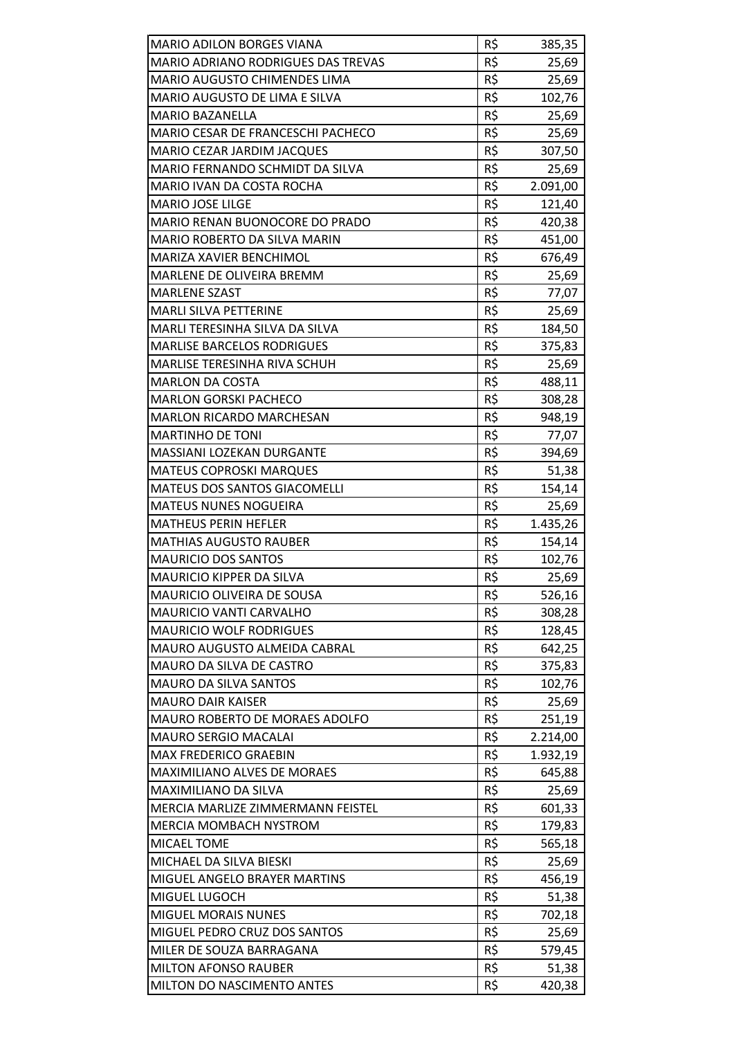| | | |
|---|---|---|
| MARIO ADILON BORGES VIANA | R$ | 385,35 |
| MARIO ADRIANO RODRIGUES DAS TREVAS | R$ | 25,69 |
| MARIO AUGUSTO CHIMENDES LIMA | R$ | 25,69 |
| MARIO AUGUSTO DE LIMA E SILVA | R$ | 102,76 |
| MARIO BAZANELLA | R$ | 25,69 |
| MARIO CESAR DE FRANCESCHI PACHECO | R$ | 25,69 |
| MARIO CEZAR JARDIM JACQUES | R$ | 307,50 |
| MARIO FERNANDO SCHMIDT DA SILVA | R$ | 25,69 |
| MARIO IVAN DA COSTA ROCHA | R$ | 2.091,00 |
| MARIO JOSE LILGE | R$ | 121,40 |
| MARIO RENAN BUONOCORE DO PRADO | R$ | 420,38 |
| MARIO ROBERTO DA SILVA MARIN | R$ | 451,00 |
| MARIZA XAVIER BENCHIMOL | R$ | 676,49 |
| MARLENE DE OLIVEIRA BREMM | R$ | 25,69 |
| MARLENE SZAST | R$ | 77,07 |
| MARLI SILVA PETTERINE | R$ | 25,69 |
| MARLI TERESINHA SILVA DA SILVA | R$ | 184,50 |
| MARLISE BARCELOS RODRIGUES | R$ | 375,83 |
| MARLISE TERESINHA RIVA SCHUH | R$ | 25,69 |
| MARLON DA COSTA | R$ | 488,11 |
| MARLON GORSKI PACHECO | R$ | 308,28 |
| MARLON RICARDO MARCHESAN | R$ | 948,19 |
| MARTINHO DE TONI | R$ | 77,07 |
| MASSIANI LOZEKAN DURGANTE | R$ | 394,69 |
| MATEUS COPROSKI MARQUES | R$ | 51,38 |
| MATEUS DOS SANTOS GIACOMELLI | R$ | 154,14 |
| MATEUS NUNES NOGUEIRA | R$ | 25,69 |
| MATHEUS PERIN HEFLER | R$ | 1.435,26 |
| MATHIAS AUGUSTO RAUBER | R$ | 154,14 |
| MAURICIO DOS SANTOS | R$ | 102,76 |
| MAURICIO KIPPER DA SILVA | R$ | 25,69 |
| MAURICIO OLIVEIRA DE SOUSA | R$ | 526,16 |
| MAURICIO VANTI CARVALHO | R$ | 308,28 |
| MAURICIO WOLF RODRIGUES | R$ | 128,45 |
| MAURO AUGUSTO ALMEIDA CABRAL | R$ | 642,25 |
| MAURO DA SILVA DE CASTRO | R$ | 375,83 |
| MAURO DA SILVA SANTOS | R$ | 102,76 |
| MAURO DAIR KAISER | R$ | 25,69 |
| MAURO ROBERTO DE MORAES ADOLFO | R$ | 251,19 |
| MAURO SERGIO MACALAI | R$ | 2.214,00 |
| MAX FREDERICO GRAEBIN | R$ | 1.932,19 |
| MAXIMILIANO ALVES DE MORAES | R$ | 645,88 |
| MAXIMILIANO DA SILVA | R$ | 25,69 |
| MERCIA MARLIZE ZIMMERMANN FEISTEL | R$ | 601,33 |
| MERCIA MOMBACH NYSTROM | R$ | 179,83 |
| MICAEL TOME | R$ | 565,18 |
| MICHAEL DA SILVA BIESKI | R$ | 25,69 |
| MIGUEL ANGELO BRAYER MARTINS | R$ | 456,19 |
| MIGUEL LUGOCH | R$ | 51,38 |
| MIGUEL MORAIS NUNES | R$ | 702,18 |
| MIGUEL PEDRO CRUZ DOS SANTOS | R$ | 25,69 |
| MILER DE SOUZA BARRAGANA | R$ | 579,45 |
| MILTON AFONSO RAUBER | R$ | 51,38 |
| MILTON DO NASCIMENTO ANTES | R$ | 420,38 |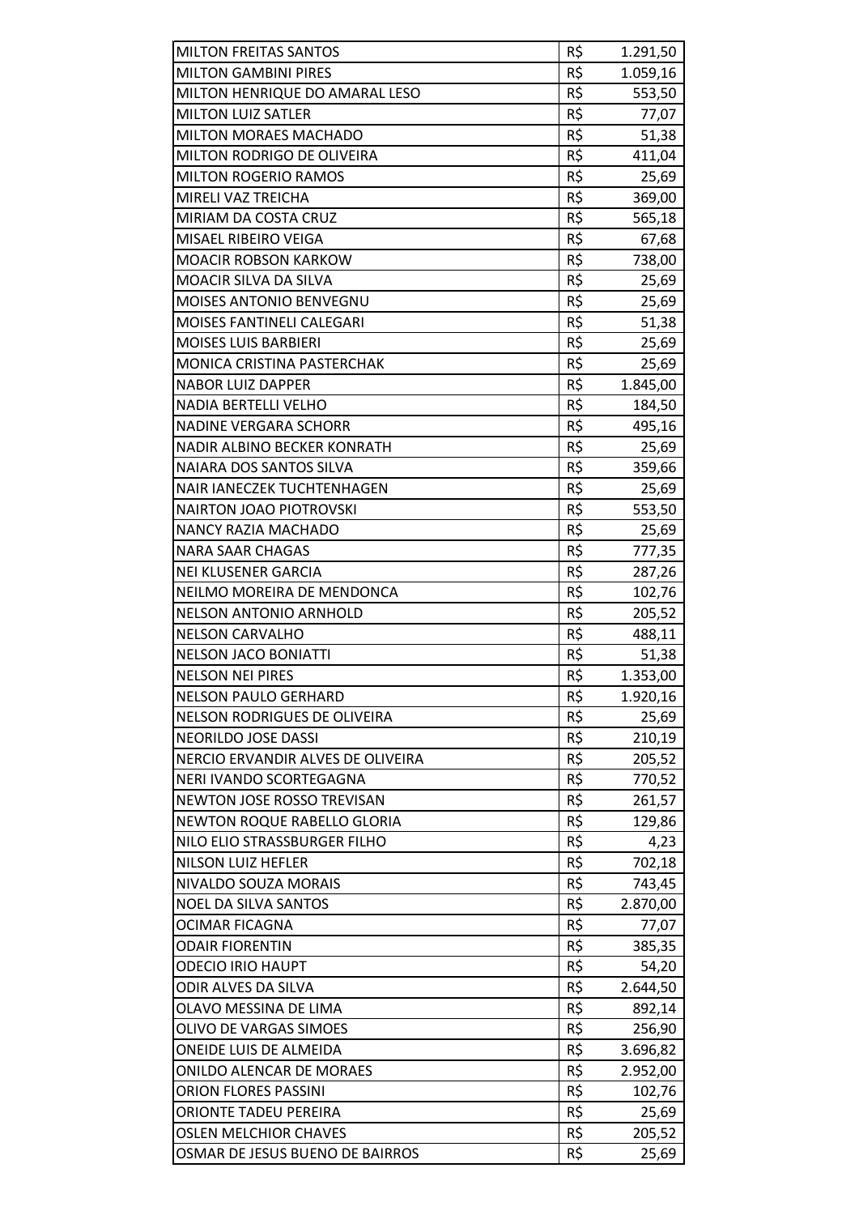| | | |
|---|---|---|
| MILTON FREITAS SANTOS | R$ | 1.291,50 |
| MILTON GAMBINI PIRES | R$ | 1.059,16 |
| MILTON HENRIQUE DO AMARAL LESO | R$ | 553,50 |
| MILTON LUIZ SATLER | R$ | 77,07 |
| MILTON MORAES MACHADO | R$ | 51,38 |
| MILTON RODRIGO DE OLIVEIRA | R$ | 411,04 |
| MILTON ROGERIO RAMOS | R$ | 25,69 |
| MIRELI VAZ TREICHA | R$ | 369,00 |
| MIRIAM DA COSTA CRUZ | R$ | 565,18 |
| MISAEL RIBEIRO VEIGA | R$ | 67,68 |
| MOACIR ROBSON KARKOW | R$ | 738,00 |
| MOACIR SILVA DA SILVA | R$ | 25,69 |
| MOISES ANTONIO BENVEGNU | R$ | 25,69 |
| MOISES FANTINELI CALEGARI | R$ | 51,38 |
| MOISES LUIS BARBIERI | R$ | 25,69 |
| MONICA CRISTINA PASTERCHAK | R$ | 25,69 |
| NABOR LUIZ DAPPER | R$ | 1.845,00 |
| NADIA BERTELLI VELHO | R$ | 184,50 |
| NADINE VERGARA SCHORR | R$ | 495,16 |
| NADIR ALBINO BECKER KONRATH | R$ | 25,69 |
| NAIARA DOS SANTOS SILVA | R$ | 359,66 |
| NAIR IANECZEK TUCHTENHAGEN | R$ | 25,69 |
| NAIRTON JOAO PIOTROVSKI | R$ | 553,50 |
| NANCY RAZIA MACHADO | R$ | 25,69 |
| NARA SAAR CHAGAS | R$ | 777,35 |
| NEI KLUSENER GARCIA | R$ | 287,26 |
| NEILMO MOREIRA DE MENDONCA | R$ | 102,76 |
| NELSON ANTONIO ARNHOLD | R$ | 205,52 |
| NELSON CARVALHO | R$ | 488,11 |
| NELSON JACO BONIATTI | R$ | 51,38 |
| NELSON NEI PIRES | R$ | 1.353,00 |
| NELSON PAULO GERHARD | R$ | 1.920,16 |
| NELSON RODRIGUES DE OLIVEIRA | R$ | 25,69 |
| NEORILDO JOSE DASSI | R$ | 210,19 |
| NERCIO ERVANDIR ALVES DE OLIVEIRA | R$ | 205,52 |
| NERI IVANDO SCORTEGAGNA | R$ | 770,52 |
| NEWTON JOSE ROSSO TREVISAN | R$ | 261,57 |
| NEWTON ROQUE RABELLO GLORIA | R$ | 129,86 |
| NILO ELIO STRASSBURGER FILHO | R$ | 4,23 |
| NILSON LUIZ HEFLER | R$ | 702,18 |
| NIVALDO SOUZA MORAIS | R$ | 743,45 |
| NOEL DA SILVA SANTOS | R$ | 2.870,00 |
| OCIMAR FICAGNA | R$ | 77,07 |
| ODAIR FIORENTIN | R$ | 385,35 |
| ODECIO IRIO HAUPT | R$ | 54,20 |
| ODIR ALVES DA SILVA | R$ | 2.644,50 |
| OLAVO MESSINA DE LIMA | R$ | 892,14 |
| OLIVO DE VARGAS SIMOES | R$ | 256,90 |
| ONEIDE LUIS DE ALMEIDA | R$ | 3.696,82 |
| ONILDO ALENCAR DE MORAES | R$ | 2.952,00 |
| ORION FLORES PASSINI | R$ | 102,76 |
| ORIONTE TADEU PEREIRA | R$ | 25,69 |
| OSLEN MELCHIOR CHAVES | R$ | 205,52 |
| OSMAR DE JESUS BUENO DE BAIRROS | R$ | 25,69 |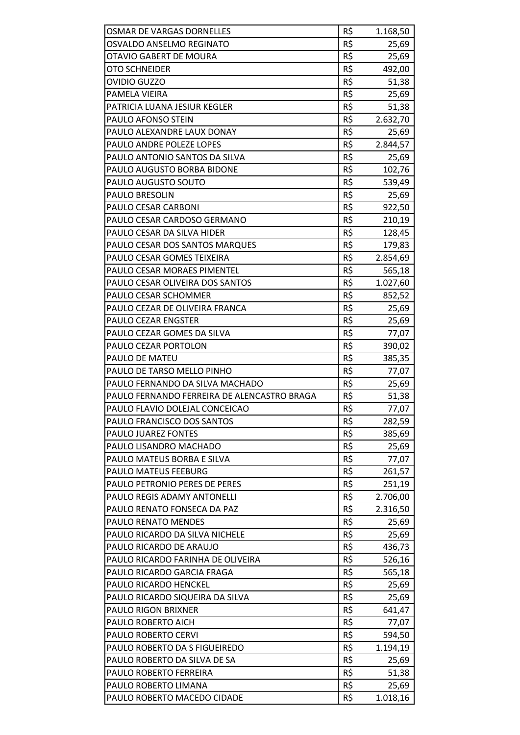| | | |
|---|---|---|
| OSMAR DE VARGAS DORNELLES | R$ | 1.168,50 |
| OSVALDO ANSELMO REGINATO | R$ | 25,69 |
| OTAVIO GABERT DE MOURA | R$ | 25,69 |
| OTO SCHNEIDER | R$ | 492,00 |
| OVIDIO GUZZO | R$ | 51,38 |
| PAMELA VIEIRA | R$ | 25,69 |
| PATRICIA LUANA JESIUR KEGLER | R$ | 51,38 |
| PAULO AFONSO STEIN | R$ | 2.632,70 |
| PAULO ALEXANDRE LAUX DONAY | R$ | 25,69 |
| PAULO ANDRE POLEZE LOPES | R$ | 2.844,57 |
| PAULO ANTONIO SANTOS DA SILVA | R$ | 25,69 |
| PAULO AUGUSTO BORBA BIDONE | R$ | 102,76 |
| PAULO AUGUSTO SOUTO | R$ | 539,49 |
| PAULO BRESOLIN | R$ | 25,69 |
| PAULO CESAR CARBONI | R$ | 922,50 |
| PAULO CESAR CARDOSO GERMANO | R$ | 210,19 |
| PAULO CESAR DA SILVA HIDER | R$ | 128,45 |
| PAULO CESAR DOS SANTOS MARQUES | R$ | 179,83 |
| PAULO CESAR GOMES TEIXEIRA | R$ | 2.854,69 |
| PAULO CESAR MORAES PIMENTEL | R$ | 565,18 |
| PAULO CESAR OLIVEIRA DOS SANTOS | R$ | 1.027,60 |
| PAULO CESAR SCHOMMER | R$ | 852,52 |
| PAULO CEZAR DE OLIVEIRA FRANCA | R$ | 25,69 |
| PAULO CEZAR ENGSTER | R$ | 25,69 |
| PAULO CEZAR GOMES DA SILVA | R$ | 77,07 |
| PAULO CEZAR PORTOLON | R$ | 390,02 |
| PAULO DE MATEU | R$ | 385,35 |
| PAULO DE TARSO MELLO PINHO | R$ | 77,07 |
| PAULO FERNANDO DA SILVA MACHADO | R$ | 25,69 |
| PAULO FERNANDO FERREIRA DE ALENCASTRO BRAGA | R$ | 51,38 |
| PAULO FLAVIO DOLEJAL CONCEICAO | R$ | 77,07 |
| PAULO FRANCISCO DOS SANTOS | R$ | 282,59 |
| PAULO JUAREZ FONTES | R$ | 385,69 |
| PAULO LISANDRO MACHADO | R$ | 25,69 |
| PAULO MATEUS BORBA E SILVA | R$ | 77,07 |
| PAULO MATEUS FEEBURG | R$ | 261,57 |
| PAULO PETRONIO PERES DE PERES | R$ | 251,19 |
| PAULO REGIS ADAMY ANTONELLI | R$ | 2.706,00 |
| PAULO RENATO FONSECA DA PAZ | R$ | 2.316,50 |
| PAULO RENATO MENDES | R$ | 25,69 |
| PAULO RICARDO DA SILVA NICHELE | R$ | 25,69 |
| PAULO RICARDO DE ARAUJO | R$ | 436,73 |
| PAULO RICARDO FARINHA DE OLIVEIRA | R$ | 526,16 |
| PAULO RICARDO GARCIA FRAGA | R$ | 565,18 |
| PAULO RICARDO HENCKEL | R$ | 25,69 |
| PAULO RICARDO SIQUEIRA DA SILVA | R$ | 25,69 |
| PAULO RIGON BRIXNER | R$ | 641,47 |
| PAULO ROBERTO AICH | R$ | 77,07 |
| PAULO ROBERTO CERVI | R$ | 594,50 |
| PAULO ROBERTO DA S FIGUEIREDO | R$ | 1.194,19 |
| PAULO ROBERTO DA SILVA DE SA | R$ | 25,69 |
| PAULO ROBERTO FERREIRA | R$ | 51,38 |
| PAULO ROBERTO LIMANA | R$ | 25,69 |
| PAULO ROBERTO MACEDO CIDADE | R$ | 1.018,16 |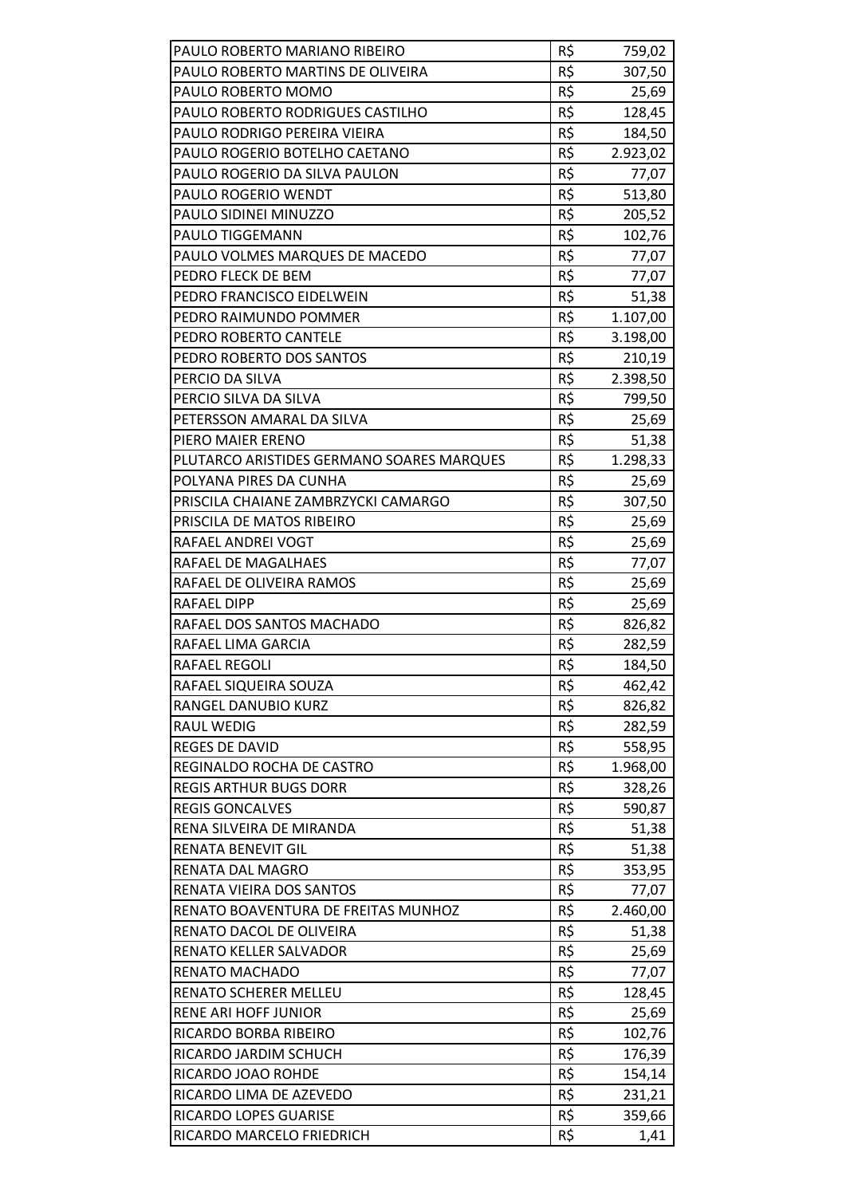| | | |
|---|---|---|
| PAULO ROBERTO MARIANO RIBEIRO | R$ | 759,02 |
| PAULO ROBERTO MARTINS DE OLIVEIRA | R$ | 307,50 |
| PAULO ROBERTO MOMO | R$ | 25,69 |
| PAULO ROBERTO RODRIGUES CASTILHO | R$ | 128,45 |
| PAULO RODRIGO PEREIRA VIEIRA | R$ | 184,50 |
| PAULO ROGERIO BOTELHO CAETANO | R$ | 2.923,02 |
| PAULO ROGERIO DA SILVA PAULON | R$ | 77,07 |
| PAULO ROGERIO WENDT | R$ | 513,80 |
| PAULO SIDINEI MINUZZO | R$ | 205,52 |
| PAULO TIGGEMANN | R$ | 102,76 |
| PAULO VOLMES MARQUES DE MACEDO | R$ | 77,07 |
| PEDRO FLECK DE BEM | R$ | 77,07 |
| PEDRO FRANCISCO EIDELWEIN | R$ | 51,38 |
| PEDRO RAIMUNDO POMMER | R$ | 1.107,00 |
| PEDRO ROBERTO CANTELE | R$ | 3.198,00 |
| PEDRO ROBERTO DOS SANTOS | R$ | 210,19 |
| PERCIO DA SILVA | R$ | 2.398,50 |
| PERCIO SILVA DA SILVA | R$ | 799,50 |
| PETERSSON AMARAL DA SILVA | R$ | 25,69 |
| PIERO MAIER ERENO | R$ | 51,38 |
| PLUTARCO ARISTIDES GERMANO SOARES MARQUES | R$ | 1.298,33 |
| POLYANA PIRES DA CUNHA | R$ | 25,69 |
| PRISCILA CHAIANE ZAMBRZYCKI CAMARGO | R$ | 307,50 |
| PRISCILA DE MATOS RIBEIRO | R$ | 25,69 |
| RAFAEL ANDREI VOGT | R$ | 25,69 |
| RAFAEL DE MAGALHAES | R$ | 77,07 |
| RAFAEL DE OLIVEIRA RAMOS | R$ | 25,69 |
| RAFAEL DIPP | R$ | 25,69 |
| RAFAEL DOS SANTOS MACHADO | R$ | 826,82 |
| RAFAEL LIMA GARCIA | R$ | 282,59 |
| RAFAEL REGOLI | R$ | 184,50 |
| RAFAEL SIQUEIRA SOUZA | R$ | 462,42 |
| RANGEL DANUBIO KURZ | R$ | 826,82 |
| RAUL WEDIG | R$ | 282,59 |
| REGES DE DAVID | R$ | 558,95 |
| REGINALDO ROCHA DE CASTRO | R$ | 1.968,00 |
| REGIS ARTHUR BUGS DORR | R$ | 328,26 |
| REGIS GONCALVES | R$ | 590,87 |
| RENA SILVEIRA DE MIRANDA | R$ | 51,38 |
| RENATA BENEVIT GIL | R$ | 51,38 |
| RENATA DAL MAGRO | R$ | 353,95 |
| RENATA VIEIRA DOS SANTOS | R$ | 77,07 |
| RENATO BOAVENTURA DE FREITAS MUNHOZ | R$ | 2.460,00 |
| RENATO DACOL DE OLIVEIRA | R$ | 51,38 |
| RENATO KELLER SALVADOR | R$ | 25,69 |
| RENATO MACHADO | R$ | 77,07 |
| RENATO SCHERER MELLEU | R$ | 128,45 |
| RENE ARI HOFF JUNIOR | R$ | 25,69 |
| RICARDO BORBA RIBEIRO | R$ | 102,76 |
| RICARDO JARDIM SCHUCH | R$ | 176,39 |
| RICARDO JOAO ROHDE | R$ | 154,14 |
| RICARDO LIMA DE AZEVEDO | R$ | 231,21 |
| RICARDO LOPES GUARISE | R$ | 359,66 |
| RICARDO MARCELO FRIEDRICH | R$ | 1,41 |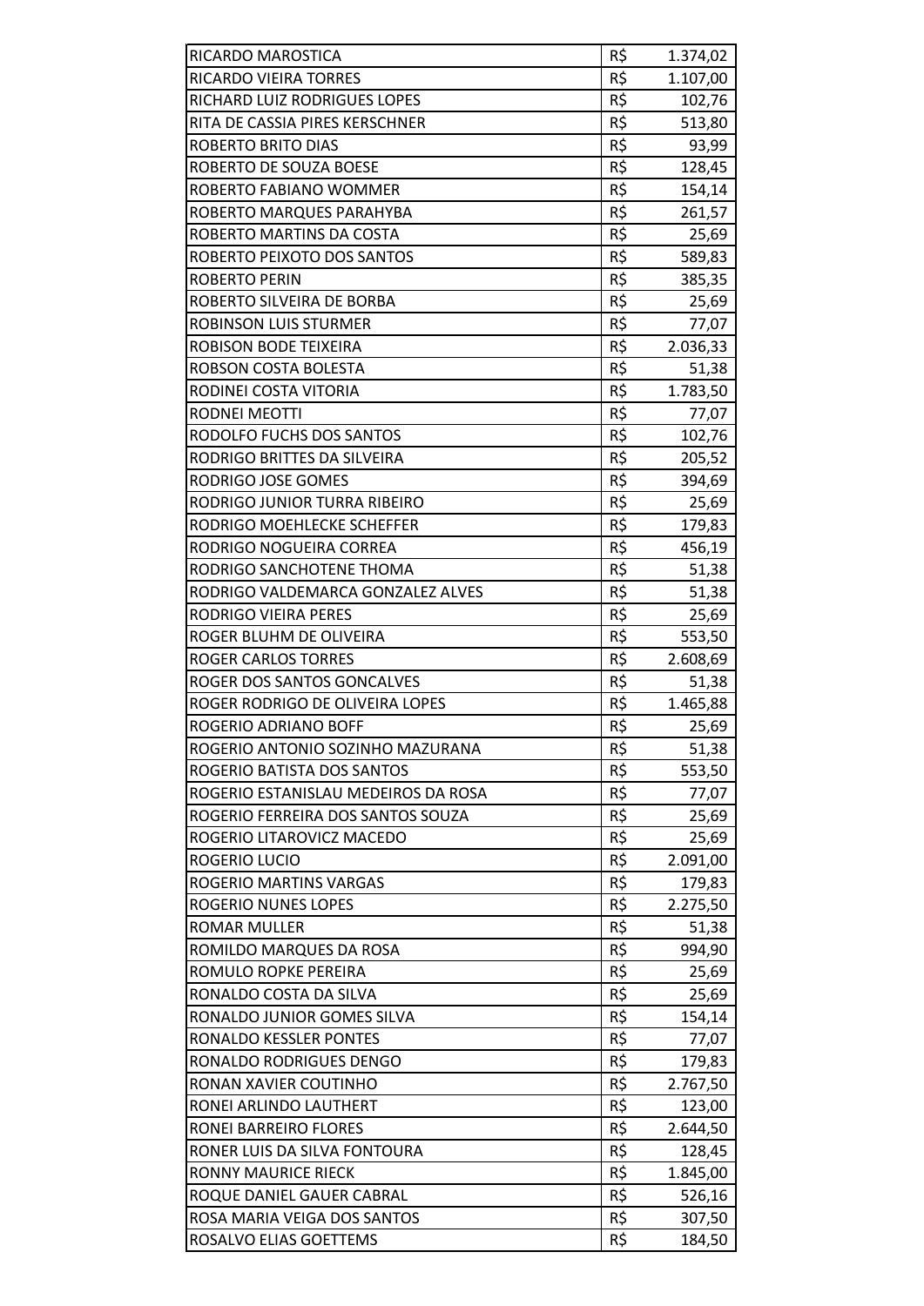| | | |
|---|---|---|
| RICARDO MAROSTICA | R$ | 1.374,02 |
| RICARDO VIEIRA TORRES | R$ | 1.107,00 |
| RICHARD LUIZ RODRIGUES LOPES | R$ | 102,76 |
| RITA DE CASSIA PIRES KERSCHNER | R$ | 513,80 |
| ROBERTO BRITO DIAS | R$ | 93,99 |
| ROBERTO DE SOUZA BOESE | R$ | 128,45 |
| ROBERTO FABIANO WOMMER | R$ | 154,14 |
| ROBERTO MARQUES PARAHYBA | R$ | 261,57 |
| ROBERTO MARTINS DA COSTA | R$ | 25,69 |
| ROBERTO PEIXOTO DOS SANTOS | R$ | 589,83 |
| ROBERTO PERIN | R$ | 385,35 |
| ROBERTO SILVEIRA DE BORBA | R$ | 25,69 |
| ROBINSON LUIS STURMER | R$ | 77,07 |
| ROBISON BODE TEIXEIRA | R$ | 2.036,33 |
| ROBSON COSTA BOLESTA | R$ | 51,38 |
| RODINEI COSTA VITORIA | R$ | 1.783,50 |
| RODNEI MEOTTI | R$ | 77,07 |
| RODOLFO FUCHS DOS SANTOS | R$ | 102,76 |
| RODRIGO BRITTES DA SILVEIRA | R$ | 205,52 |
| RODRIGO JOSE GOMES | R$ | 394,69 |
| RODRIGO JUNIOR TURRA RIBEIRO | R$ | 25,69 |
| RODRIGO MOEHLECKE SCHEFFER | R$ | 179,83 |
| RODRIGO NOGUEIRA CORREA | R$ | 456,19 |
| RODRIGO SANCHOTENE THOMA | R$ | 51,38 |
| RODRIGO VALDEMARCA GONZALEZ ALVES | R$ | 51,38 |
| RODRIGO VIEIRA PERES | R$ | 25,69 |
| ROGER BLUHM DE OLIVEIRA | R$ | 553,50 |
| ROGER CARLOS TORRES | R$ | 2.608,69 |
| ROGER DOS SANTOS GONCALVES | R$ | 51,38 |
| ROGER RODRIGO DE OLIVEIRA LOPES | R$ | 1.465,88 |
| ROGERIO ADRIANO BOFF | R$ | 25,69 |
| ROGERIO ANTONIO SOZINHO MAZURANA | R$ | 51,38 |
| ROGERIO BATISTA DOS SANTOS | R$ | 553,50 |
| ROGERIO ESTANISLAU MEDEIROS DA ROSA | R$ | 77,07 |
| ROGERIO FERREIRA DOS SANTOS SOUZA | R$ | 25,69 |
| ROGERIO LITAROVICZ MACEDO | R$ | 25,69 |
| ROGERIO LUCIO | R$ | 2.091,00 |
| ROGERIO MARTINS VARGAS | R$ | 179,83 |
| ROGERIO NUNES LOPES | R$ | 2.275,50 |
| ROMAR MULLER | R$ | 51,38 |
| ROMILDO MARQUES DA ROSA | R$ | 994,90 |
| ROMULO ROPKE PEREIRA | R$ | 25,69 |
| RONALDO COSTA DA SILVA | R$ | 25,69 |
| RONALDO JUNIOR GOMES SILVA | R$ | 154,14 |
| RONALDO KESSLER PONTES | R$ | 77,07 |
| RONALDO RODRIGUES DENGO | R$ | 179,83 |
| RONAN XAVIER COUTINHO | R$ | 2.767,50 |
| RONEI ARLINDO LAUTHERT | R$ | 123,00 |
| RONEI BARREIRO FLORES | R$ | 2.644,50 |
| RONER LUIS DA SILVA FONTOURA | R$ | 128,45 |
| RONNY MAURICE RIECK | R$ | 1.845,00 |
| ROQUE DANIEL GAUER CABRAL | R$ | 526,16 |
| ROSA MARIA VEIGA DOS SANTOS | R$ | 307,50 |
| ROSALVO ELIAS GOETTEMS | R$ | 184,50 |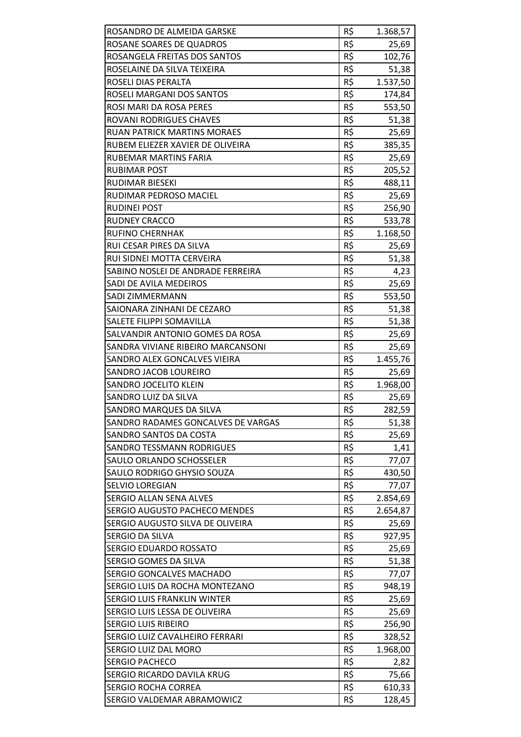| | | |
|---|---|---|
| ROSANDRO DE ALMEIDA GARSKE | R$ | 1.368,57 |
| ROSANE SOARES DE QUADROS | R$ | 25,69 |
| ROSANGELA FREITAS DOS SANTOS | R$ | 102,76 |
| ROSELAINE DA SILVA TEIXEIRA | R$ | 51,38 |
| ROSELI DIAS PERALTA | R$ | 1.537,50 |
| ROSELI MARGANI DOS SANTOS | R$ | 174,84 |
| ROSI MARI DA ROSA PERES | R$ | 553,50 |
| ROVANI RODRIGUES CHAVES | R$ | 51,38 |
| RUAN PATRICK MARTINS MORAES | R$ | 25,69 |
| RUBEM ELIEZER XAVIER DE OLIVEIRA | R$ | 385,35 |
| RUBEMAR MARTINS FARIA | R$ | 25,69 |
| RUBIMAR POST | R$ | 205,52 |
| RUDIMAR BIESEKI | R$ | 488,11 |
| RUDIMAR PEDROSO MACIEL | R$ | 25,69 |
| RUDINEI POST | R$ | 256,90 |
| RUDNEY CRACCO | R$ | 533,78 |
| RUFINO CHERNHAK | R$ | 1.168,50 |
| RUI CESAR PIRES DA SILVA | R$ | 25,69 |
| RUI SIDNEI MOTTA CERVEIRA | R$ | 51,38 |
| SABINO NOSLEI DE ANDRADE FERREIRA | R$ | 4,23 |
| SADI DE AVILA MEDEIROS | R$ | 25,69 |
| SADI ZIMMERMANN | R$ | 553,50 |
| SAIONARA ZINHANI DE CEZARO | R$ | 51,38 |
| SALETE FILIPPI SOMAVILLA | R$ | 51,38 |
| SALVANDIR ANTONIO GOMES DA ROSA | R$ | 25,69 |
| SANDRA VIVIANE RIBEIRO MARCANSONI | R$ | 25,69 |
| SANDRO ALEX GONCALVES VIEIRA | R$ | 1.455,76 |
| SANDRO JACOB LOUREIRO | R$ | 25,69 |
| SANDRO JOCELITO KLEIN | R$ | 1.968,00 |
| SANDRO LUIZ DA SILVA | R$ | 25,69 |
| SANDRO MARQUES DA SILVA | R$ | 282,59 |
| SANDRO RADAMES GONCALVES DE VARGAS | R$ | 51,38 |
| SANDRO SANTOS DA COSTA | R$ | 25,69 |
| SANDRO TESSMANN RODRIGUES | R$ | 1,41 |
| SAULO ORLANDO SCHOSSELER | R$ | 77,07 |
| SAULO RODRIGO GHYSIO SOUZA | R$ | 430,50 |
| SELVIO LOREGIAN | R$ | 77,07 |
| SERGIO ALLAN SENA ALVES | R$ | 2.854,69 |
| SERGIO AUGUSTO PACHECO MENDES | R$ | 2.654,87 |
| SERGIO AUGUSTO SILVA DE OLIVEIRA | R$ | 25,69 |
| SERGIO DA SILVA | R$ | 927,95 |
| SERGIO EDUARDO ROSSATO | R$ | 25,69 |
| SERGIO GOMES DA SILVA | R$ | 51,38 |
| SERGIO GONCALVES MACHADO | R$ | 77,07 |
| SERGIO LUIS DA ROCHA MONTEZANO | R$ | 948,19 |
| SERGIO LUIS FRANKLIN WINTER | R$ | 25,69 |
| SERGIO LUIS LESSA DE OLIVEIRA | R$ | 25,69 |
| SERGIO LUIS RIBEIRO | R$ | 256,90 |
| SERGIO LUIZ CAVALHEIRO FERRARI | R$ | 328,52 |
| SERGIO LUIZ DAL MORO | R$ | 1.968,00 |
| SERGIO PACHECO | R$ | 2,82 |
| SERGIO RICARDO DAVILA KRUG | R$ | 75,66 |
| SERGIO ROCHA CORREA | R$ | 610,33 |
| SERGIO VALDEMAR ABRAMOWICZ | R$ | 128,45 |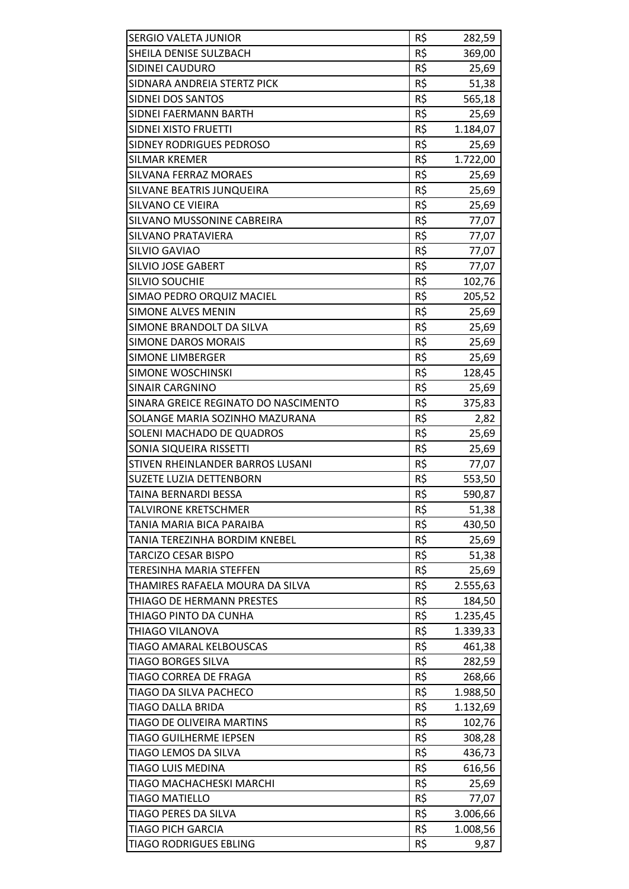| | | |
|---|---|---|
| SERGIO VALETA JUNIOR | R$ | 282,59 |
| SHEILA DENISE SULZBACH | R$ | 369,00 |
| SIDINEI CAUDURO | R$ | 25,69 |
| SIDNARA ANDREIA STERTZ PICK | R$ | 51,38 |
| SIDNEI DOS SANTOS | R$ | 565,18 |
| SIDNEI FAERMANN BARTH | R$ | 25,69 |
| SIDNEI XISTO FRUETTI | R$ | 1.184,07 |
| SIDNEY RODRIGUES PEDROSO | R$ | 25,69 |
| SILMAR KREMER | R$ | 1.722,00 |
| SILVANA FERRAZ MORAES | R$ | 25,69 |
| SILVANE BEATRIS JUNQUEIRA | R$ | 25,69 |
| SILVANO CE VIEIRA | R$ | 25,69 |
| SILVANO MUSSONINE CABREIRA | R$ | 77,07 |
| SILVANO PRATAVIERA | R$ | 77,07 |
| SILVIO GAVIAO | R$ | 77,07 |
| SILVIO JOSE GABERT | R$ | 77,07 |
| SILVIO SOUCHIE | R$ | 102,76 |
| SIMAO PEDRO ORQUIZ MACIEL | R$ | 205,52 |
| SIMONE ALVES MENIN | R$ | 25,69 |
| SIMONE BRANDOLT DA SILVA | R$ | 25,69 |
| SIMONE DAROS MORAIS | R$ | 25,69 |
| SIMONE LIMBERGER | R$ | 25,69 |
| SIMONE WOSCHINSKI | R$ | 128,45 |
| SINAIR CARGNINO | R$ | 25,69 |
| SINARA GREICE REGINATO DO NASCIMENTO | R$ | 375,83 |
| SOLANGE MARIA SOZINHO MAZURANA | R$ | 2,82 |
| SOLENI MACHADO DE QUADROS | R$ | 25,69 |
| SONIA SIQUEIRA RISSETTI | R$ | 25,69 |
| STIVEN RHEINLANDER BARROS LUSANI | R$ | 77,07 |
| SUZETE LUZIA DETTENBORN | R$ | 553,50 |
| TAINA BERNARDI BESSA | R$ | 590,87 |
| TALVIRONE KRETSCHMER | R$ | 51,38 |
| TANIA MARIA BICA PARAIBA | R$ | 430,50 |
| TANIA TEREZINHA BORDIM KNEBEL | R$ | 25,69 |
| TARCIZO CESAR BISPO | R$ | 51,38 |
| TERESINHA MARIA STEFFEN | R$ | 25,69 |
| THAMIRES RAFAELA MOURA DA SILVA | R$ | 2.555,63 |
| THIAGO DE HERMANN PRESTES | R$ | 184,50 |
| THIAGO PINTO DA CUNHA | R$ | 1.235,45 |
| THIAGO VILANOVA | R$ | 1.339,33 |
| TIAGO AMARAL KELBOUSCAS | R$ | 461,38 |
| TIAGO BORGES SILVA | R$ | 282,59 |
| TIAGO CORREA DE FRAGA | R$ | 268,66 |
| TIAGO DA SILVA PACHECO | R$ | 1.988,50 |
| TIAGO DALLA BRIDA | R$ | 1.132,69 |
| TIAGO DE OLIVEIRA MARTINS | R$ | 102,76 |
| TIAGO GUILHERME IEPSEN | R$ | 308,28 |
| TIAGO LEMOS DA SILVA | R$ | 436,73 |
| TIAGO LUIS MEDINA | R$ | 616,56 |
| TIAGO MACHACHESKI MARCHI | R$ | 25,69 |
| TIAGO MATIELLO | R$ | 77,07 |
| TIAGO PERES DA SILVA | R$ | 3.006,66 |
| TIAGO PICH GARCIA | R$ | 1.008,56 |
| TIAGO RODRIGUES EBLING | R$ | 9,87 |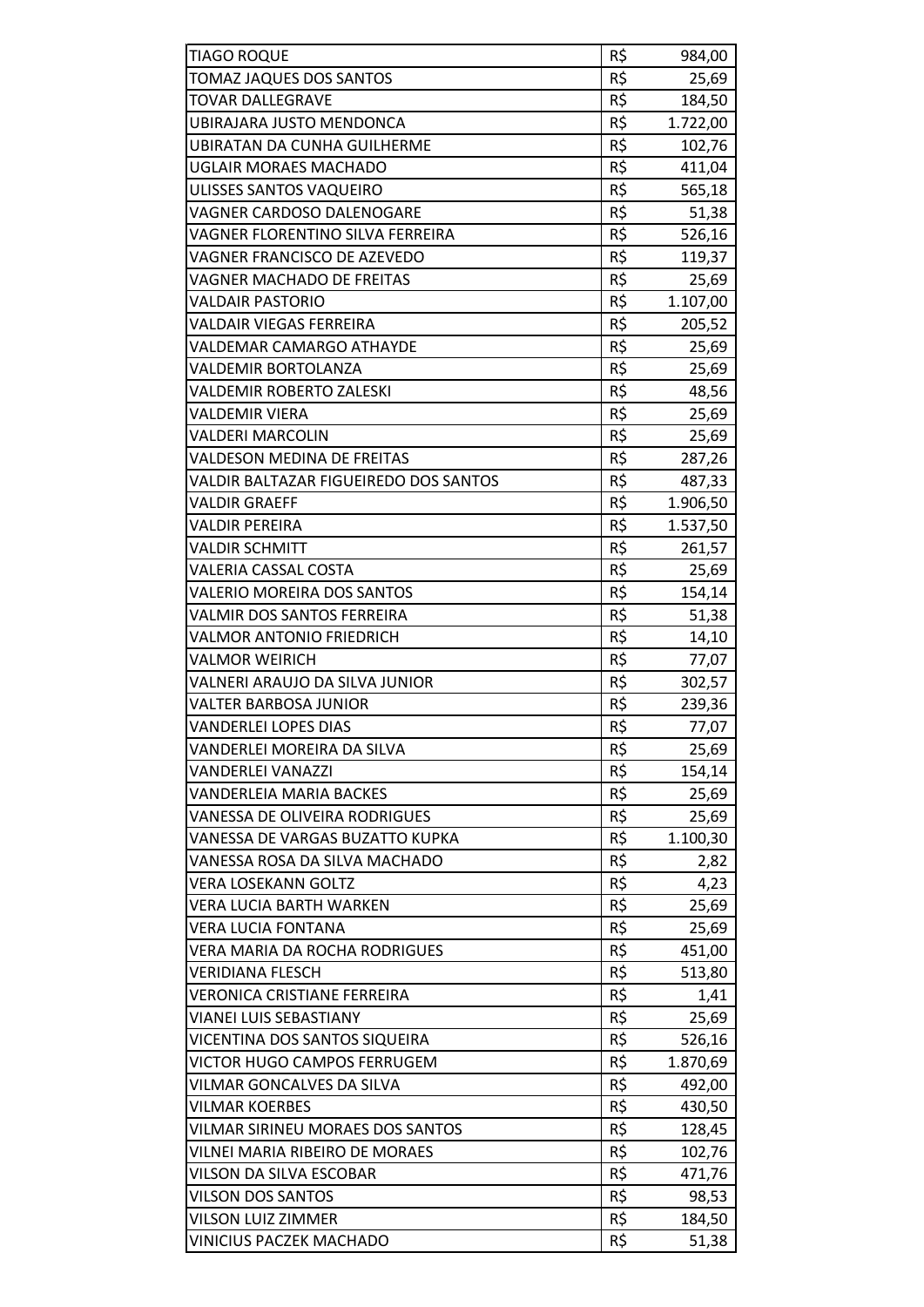| | | |
|---|---|---|
| TIAGO ROQUE | R$ | 984,00 |
| TOMAZ JAQUES DOS SANTOS | R$ | 25,69 |
| TOVAR DALLEGRAVE | R$ | 184,50 |
| UBIRAJARA JUSTO MENDONCA | R$ | 1.722,00 |
| UBIRATAN DA CUNHA GUILHERME | R$ | 102,76 |
| UGLAIR MORAES MACHADO | R$ | 411,04 |
| ULISSES SANTOS VAQUEIRO | R$ | 565,18 |
| VAGNER CARDOSO DALENOGARE | R$ | 51,38 |
| VAGNER FLORENTINO SILVA FERREIRA | R$ | 526,16 |
| VAGNER FRANCISCO DE AZEVEDO | R$ | 119,37 |
| VAGNER MACHADO DE FREITAS | R$ | 25,69 |
| VALDAIR PASTORIO | R$ | 1.107,00 |
| VALDAIR VIEGAS FERREIRA | R$ | 205,52 |
| VALDEMAR CAMARGO ATHAYDE | R$ | 25,69 |
| VALDEMIR BORTOLANZA | R$ | 25,69 |
| VALDEMIR ROBERTO ZALESKI | R$ | 48,56 |
| VALDEMIR VIERA | R$ | 25,69 |
| VALDERI MARCOLIN | R$ | 25,69 |
| VALDESON MEDINA DE FREITAS | R$ | 287,26 |
| VALDIR BALTAZAR FIGUEIREDO DOS SANTOS | R$ | 487,33 |
| VALDIR GRAEFF | R$ | 1.906,50 |
| VALDIR PEREIRA | R$ | 1.537,50 |
| VALDIR SCHMITT | R$ | 261,57 |
| VALERIA CASSAL COSTA | R$ | 25,69 |
| VALERIO MOREIRA DOS SANTOS | R$ | 154,14 |
| VALMIR DOS SANTOS FERREIRA | R$ | 51,38 |
| VALMOR ANTONIO FRIEDRICH | R$ | 14,10 |
| VALMOR WEIRICH | R$ | 77,07 |
| VALNERI ARAUJO DA SILVA JUNIOR | R$ | 302,57 |
| VALTER BARBOSA JUNIOR | R$ | 239,36 |
| VANDERLEI LOPES DIAS | R$ | 77,07 |
| VANDERLEI MOREIRA DA SILVA | R$ | 25,69 |
| VANDERLEI VANAZZI | R$ | 154,14 |
| VANDERLEIA MARIA BACKES | R$ | 25,69 |
| VANESSA DE OLIVEIRA RODRIGUES | R$ | 25,69 |
| VANESSA DE VARGAS BUZATTO KUPKA | R$ | 1.100,30 |
| VANESSA ROSA DA SILVA MACHADO | R$ | 2,82 |
| VERA LOSEKANN GOLTZ | R$ | 4,23 |
| VERA LUCIA BARTH WARKEN | R$ | 25,69 |
| VERA LUCIA FONTANA | R$ | 25,69 |
| VERA MARIA DA ROCHA RODRIGUES | R$ | 451,00 |
| VERIDIANA FLESCH | R$ | 513,80 |
| VERONICA CRISTIANE FERREIRA | R$ | 1,41 |
| VIANEI LUIS SEBASTIANY | R$ | 25,69 |
| VICENTINA DOS SANTOS SIQUEIRA | R$ | 526,16 |
| VICTOR HUGO CAMPOS FERRUGEM | R$ | 1.870,69 |
| VILMAR GONCALVES DA SILVA | R$ | 492,00 |
| VILMAR KOERBES | R$ | 430,50 |
| VILMAR SIRINEU MORAES DOS SANTOS | R$ | 128,45 |
| VILNEI MARIA RIBEIRO DE MORAES | R$ | 102,76 |
| VILSON DA SILVA ESCOBAR | R$ | 471,76 |
| VILSON DOS SANTOS | R$ | 98,53 |
| VILSON LUIZ ZIMMER | R$ | 184,50 |
| VINICIUS PACZEK MACHADO | R$ | 51,38 |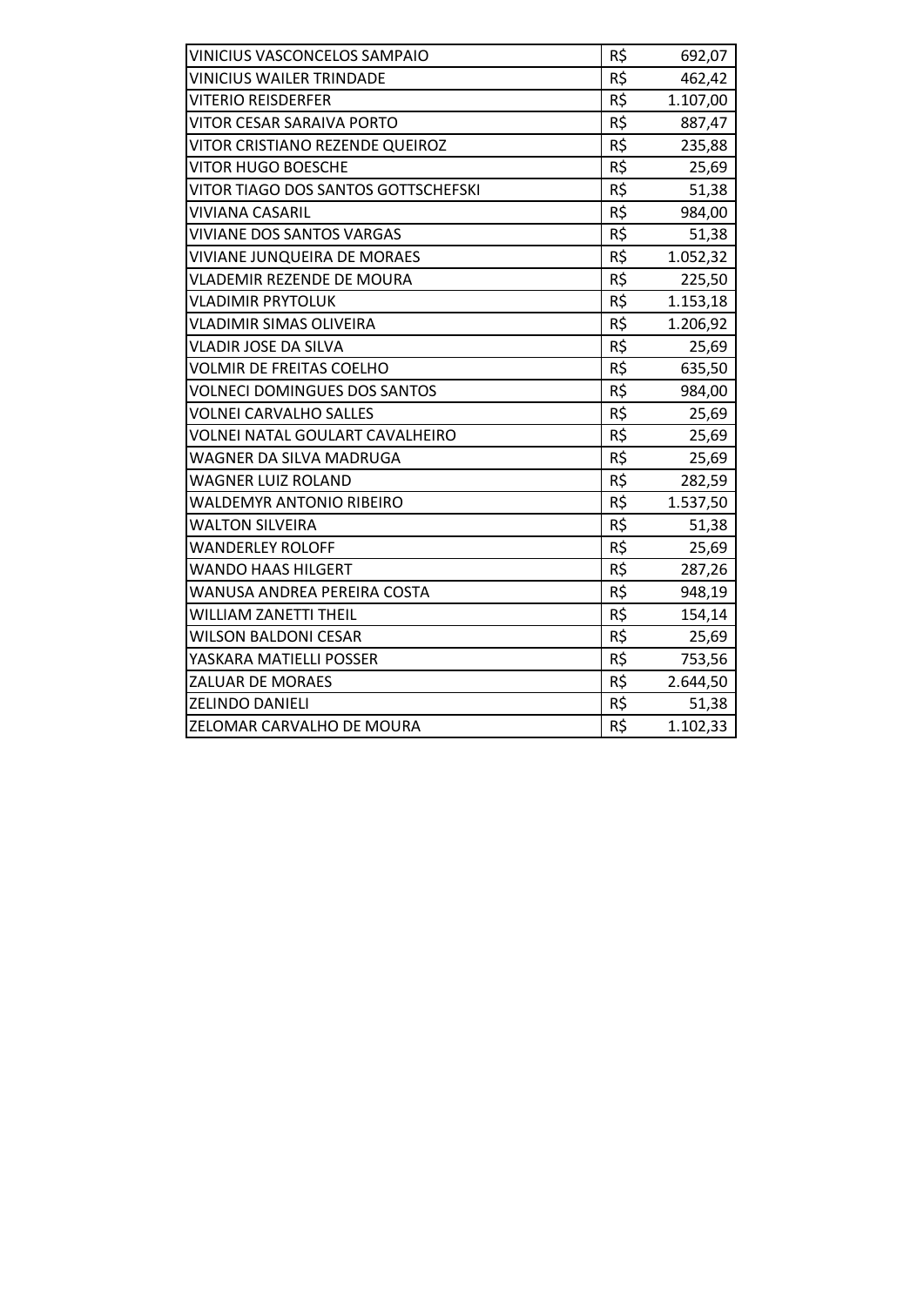| | | |
|---|---|---|
| VINICIUS VASCONCELOS SAMPAIO | R$ | 692,07 |
| VINICIUS WAILER TRINDADE | R$ | 462,42 |
| VITERIO REISDERFER | R$ | 1.107,00 |
| VITOR CESAR SARAIVA PORTO | R$ | 887,47 |
| VITOR CRISTIANO REZENDE QUEIROZ | R$ | 235,88 |
| VITOR HUGO BOESCHE | R$ | 25,69 |
| VITOR TIAGO DOS SANTOS GOTTSCHEFSKI | R$ | 51,38 |
| VIVIANA CASARIL | R$ | 984,00 |
| VIVIANE DOS SANTOS VARGAS | R$ | 51,38 |
| VIVIANE JUNQUEIRA DE MORAES | R$ | 1.052,32 |
| VLADEMIR REZENDE DE MOURA | R$ | 225,50 |
| VLADIMIR PRYTOLUK | R$ | 1.153,18 |
| VLADIMIR SIMAS OLIVEIRA | R$ | 1.206,92 |
| VLADIR JOSE DA SILVA | R$ | 25,69 |
| VOLMIR DE FREITAS COELHO | R$ | 635,50 |
| VOLNECI DOMINGUES DOS SANTOS | R$ | 984,00 |
| VOLNEI CARVALHO SALLES | R$ | 25,69 |
| VOLNEI NATAL GOULART CAVALHEIRO | R$ | 25,69 |
| WAGNER DA SILVA MADRUGA | R$ | 25,69 |
| WAGNER LUIZ ROLAND | R$ | 282,59 |
| WALDEMYR ANTONIO RIBEIRO | R$ | 1.537,50 |
| WALTON SILVEIRA | R$ | 51,38 |
| WANDERLEY ROLOFF | R$ | 25,69 |
| WANDO HAAS HILGERT | R$ | 287,26 |
| WANUSA ANDREA PEREIRA COSTA | R$ | 948,19 |
| WILLIAM ZANETTI THEIL | R$ | 154,14 |
| WILSON BALDONI CESAR | R$ | 25,69 |
| YASKARA MATIELLI POSSER | R$ | 753,56 |
| ZALUAR DE MORAES | R$ | 2.644,50 |
| ZELINDO DANIELI | R$ | 51,38 |
| ZELOMAR CARVALHO DE MOURA | R$ | 1.102,33 |